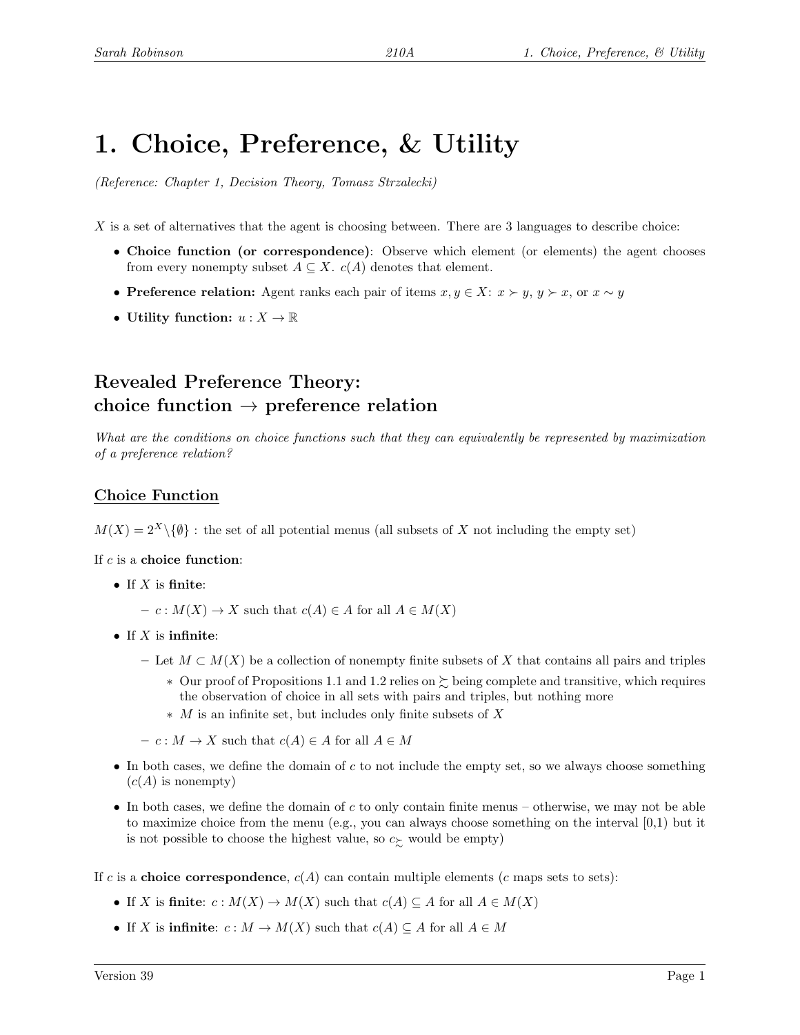# 1. Choice, Preference, & Utility

*(Reference: Chapter 1, Decision Theory, Tomasz Strzalecki)*

$X$ is a set of alternatives that the agent is choosing between. There are 3 languages to describe choice:

- **Choice function (or correspondence)**: Observe which element (or elements) the agent chooses from every nonempty subset $A \subseteq X$. $c(A)$ denotes that element.
- **Preference relation:** Agent ranks each pair of items $x, y \in X$: $x \succ y$, $y \succ x$, or $x \sim y$
- **Utility function:** $u : X \to \mathbb{R}$

## Revealed Preference Theory: choice function $\to$ preference relation

*What are the conditions on choice functions such that they can equivalently be represented by maximization of a preference relation?*

### Choice Function

$M(X) = 2^X \backslash \{\emptyset\}$ : the set of all potential menus (all subsets of $X$ not including the empty set)

If $c$ is a **choice function**:

- If $X$ is **finite**:
  - $c : M(X) \to X$ such that $c(A) \in A$ for all $A \in M(X)$
- If $X$ is **infinite**:
  - Let $M \subset M(X)$ be a collection of nonempty finite subsets of $X$ that contains all pairs and triples
    - Our proof of Propositions 1.1 and 1.2 relies on $\succsim$ being complete and transitive, which requires the observation of choice in all sets with pairs and triples, but nothing more
    - $M$ is an infinite set, but includes only finite subsets of $X$
  - $c : M \to X$ such that $c(A) \in A$ for all $A \in M$
- In both cases, we define the domain of $c$ to not include the empty set, so we always choose something ($c(A)$ is nonempty)
- In both cases, we define the domain of $c$ to only contain finite menus – otherwise, we may not be able to maximize choice from the menu (e.g., you can always choose something on the interval [0,1) but it is not possible to choose the highest value, so $c_{\succsim}$ would be empty)

If $c$ is a **choice correspondence**, $c(A)$ can contain multiple elements ($c$ maps sets to sets):

- If $X$ is **finite**: $c : M(X) \to M(X)$ such that $c(A) \subseteq A$ for all $A \in M(X)$
- If $X$ is **infinite**: $c : M \to M(X)$ such that $c(A) \subseteq A$ for all $A \in M$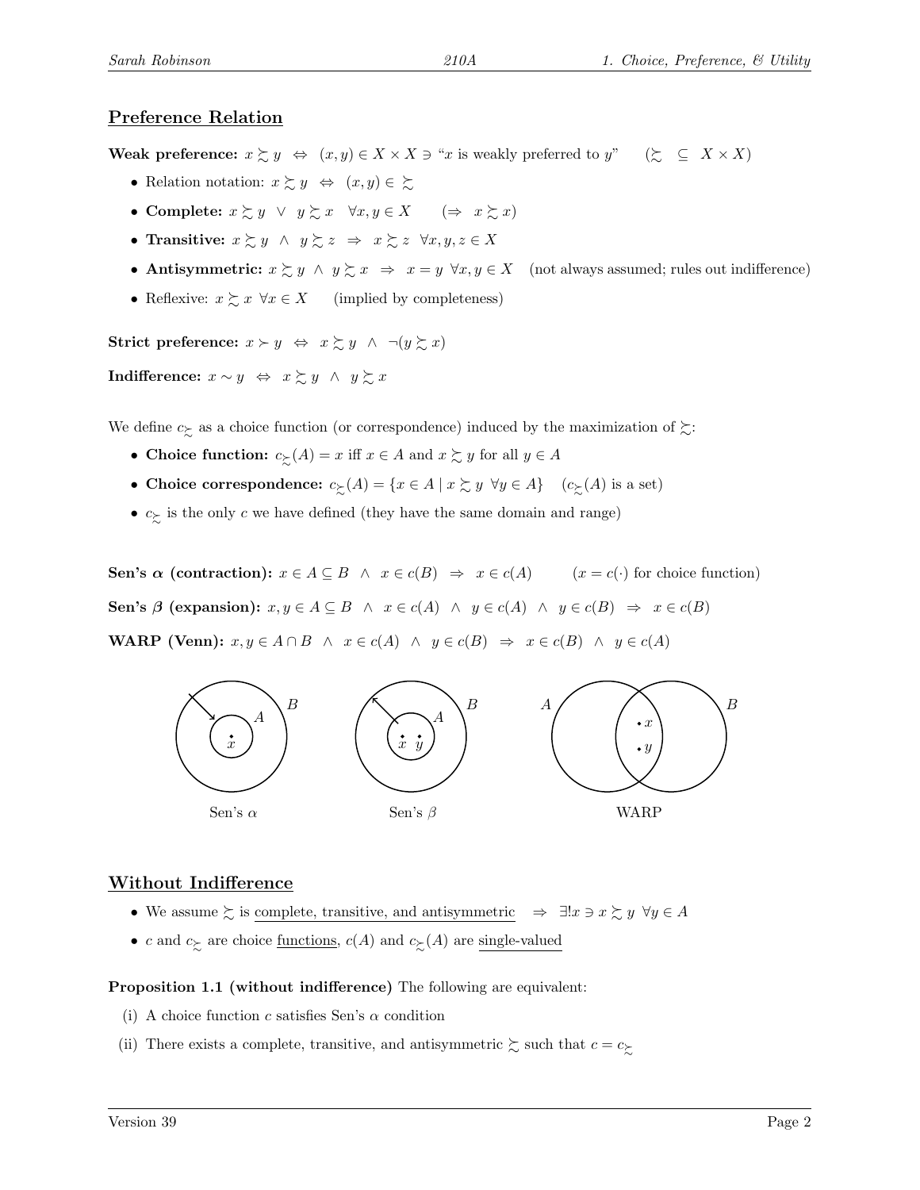## Preference Relation

**Weak preference:** $x \succsim y \;\Leftrightarrow\; (x,y) \in X \times X \ni$ "$x$ is weakly preferred to $y$" $\quad (\succsim \;\subseteq\; X \times X)$

- Relation notation: $x \succsim y \;\Leftrightarrow\; (x,y) \in \succsim$
- **Complete:** $x \succsim y \;\vee\; y \succsim x \quad \forall x, y \in X \qquad (\Rightarrow\; x \succsim x)$
- **Transitive:** $x \succsim y \;\wedge\; y \succsim z \;\Rightarrow\; x \succsim z \;\; \forall x, y, z \in X$
- **Antisymmetric:** $x \succsim y \;\wedge\; y \succsim x \;\Rightarrow\; x = y \;\; \forall x, y \in X$ (not always assumed; rules out indifference)
- Reflexive: $x \succsim x \;\; \forall x \in X$ (implied by completeness)

**Strict preference:** $x \succ y \;\Leftrightarrow\; x \succsim y \;\wedge\; \neg(y \succsim x)$

**Indifference:** $x \sim y \;\Leftrightarrow\; x \succsim y \;\wedge\; y \succsim x$

We define $c_{\succsim}$ as a choice function (or correspondence) induced by the maximization of $\succsim$:

- **Choice function:** $c_{\succsim}(A) = x$ iff $x \in A$ and $x \succsim y$ for all $y \in A$
- **Choice correspondence:** $c_{\succsim}(A) = \{x \in A \mid x \succsim y \;\; \forall y \in A\}$ $\quad$ ($c_{\succsim}(A)$ is a set)
- $c_{\succsim}$ is the only $c$ we have defined (they have the same domain and range)

**Sen's $\boldsymbol{\alpha}$ (contraction):** $x \in A \subseteq B \;\wedge\; x \in c(B) \;\Rightarrow\; x \in c(A) \qquad (x = c(\cdot)$ for choice function$)$

**Sen's $\boldsymbol{\beta}$ (expansion):** $x, y \in A \subseteq B \;\wedge\; x \in c(A) \;\wedge\; y \in c(A) \;\wedge\; y \in c(B) \;\Rightarrow\; x \in c(B)$

**WARP (Venn):** $x, y \in A \cap B \;\wedge\; x \in c(A) \;\wedge\; y \in c(B) \;\Rightarrow\; x \in c(B) \;\wedge\; y \in c(A)$

Sen's $\alpha$ $\qquad$ Sen's $\beta$ $\qquad$ WARP

## Without Indifference

- We assume $\succsim$ is complete, transitive, and antisymmetric $\;\Rightarrow\; \exists! x \ni x \succsim y \;\; \forall y \in A$
- $c$ and $c_{\succsim}$ are choice functions, $c(A)$ and $c_{\succsim}(A)$ are single-valued

**Proposition 1.1 (without indifference)** The following are equivalent:

(i) A choice function $c$ satisfies Sen's $\alpha$ condition

(ii) There exists a complete, transitive, and antisymmetric $\succsim$ such that $c = c_{\succsim}$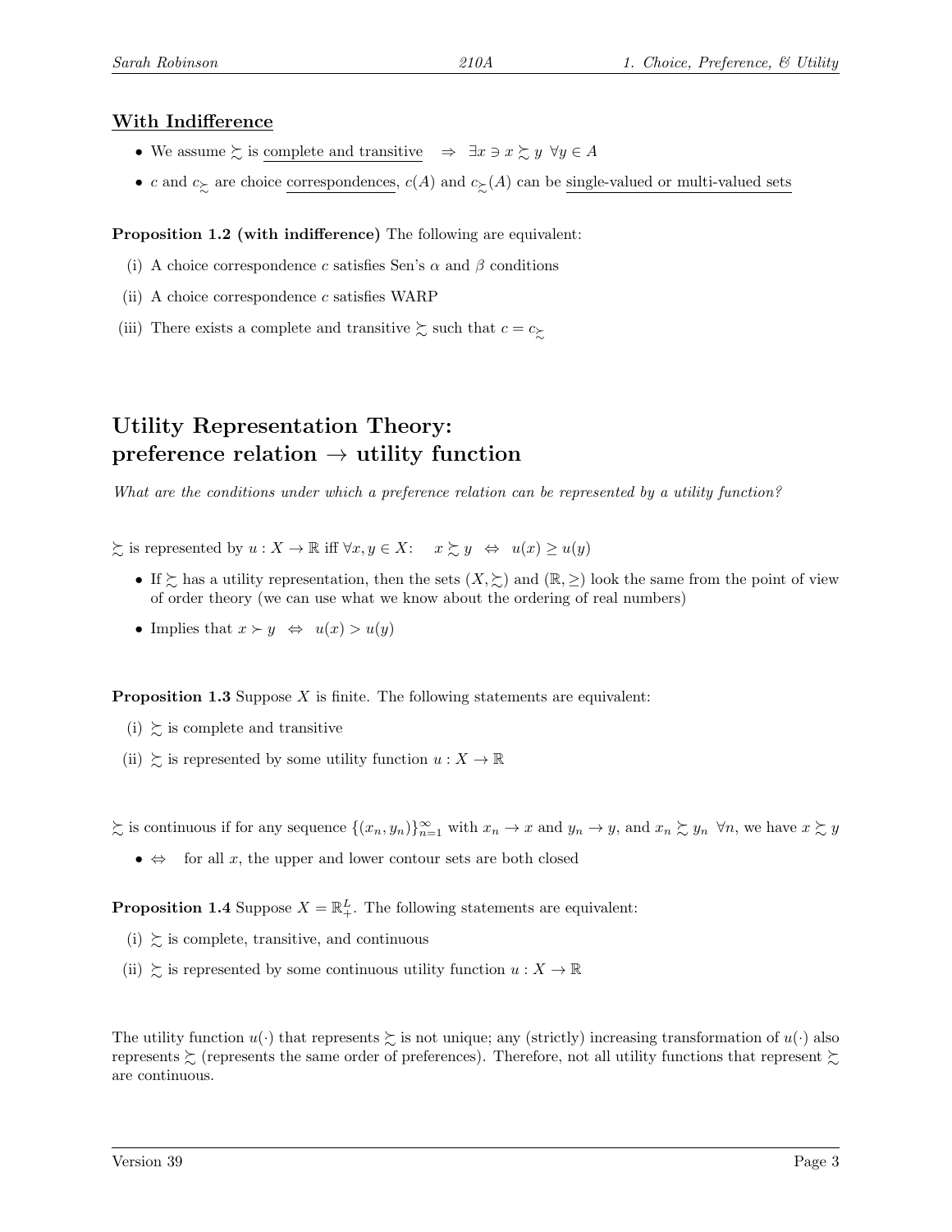**With Indifference**

- We assume $\succsim$ is complete and transitive $\Rightarrow$ $\exists x \ni x \succsim y \;\; \forall y \in A$
- $c$ and $c_{\succsim}$ are choice correspondences, $c(A)$ and $c_{\succsim}(A)$ can be single-valued or multi-valued sets

**Proposition 1.2 (with indifference)** The following are equivalent:

(i) A choice correspondence $c$ satisfies Sen's $\alpha$ and $\beta$ conditions

(ii) A choice correspondence $c$ satisfies WARP

(iii) There exists a complete and transitive $\succsim$ such that $c = c_{\succsim}$

# Utility Representation Theory: preference relation $\rightarrow$ utility function

*What are the conditions under which a preference relation can be represented by a utility function?*

$\succsim$ is represented by $u : X \to \mathbb{R}$ iff $\forall x, y \in X$: $\quad x \succsim y \;\; \Leftrightarrow \;\; u(x) \geq u(y)$

- If $\succsim$ has a utility representation, then the sets $(X, \succsim)$ and $(\mathbb{R}, \geq)$ look the same from the point of view of order theory (we can use what we know about the ordering of real numbers)
- Implies that $x \succ y \;\; \Leftrightarrow \;\; u(x) > u(y)$

**Proposition 1.3** Suppose $X$ is finite. The following statements are equivalent:

(i) $\succsim$ is complete and transitive

(ii) $\succsim$ is represented by some utility function $u : X \to \mathbb{R}$

$\succsim$ is continuous if for any sequence $\{(x_n, y_n)\}_{n=1}^{\infty}$ with $x_n \to x$ and $y_n \to y$, and $x_n \succsim y_n \;\; \forall n$, we have $x \succsim y$

- $\Leftrightarrow$ for all $x$, the upper and lower contour sets are both closed

**Proposition 1.4** Suppose $X = \mathbb{R}^L_+$. The following statements are equivalent:

(i) $\succsim$ is complete, transitive, and continuous

(ii) $\succsim$ is represented by some continuous utility function $u : X \to \mathbb{R}$

The utility function $u(\cdot)$ that represents $\succsim$ is not unique; any (strictly) increasing transformation of $u(\cdot)$ also represents $\succsim$ (represents the same order of preferences). Therefore, not all utility functions that represent $\succsim$ are continuous.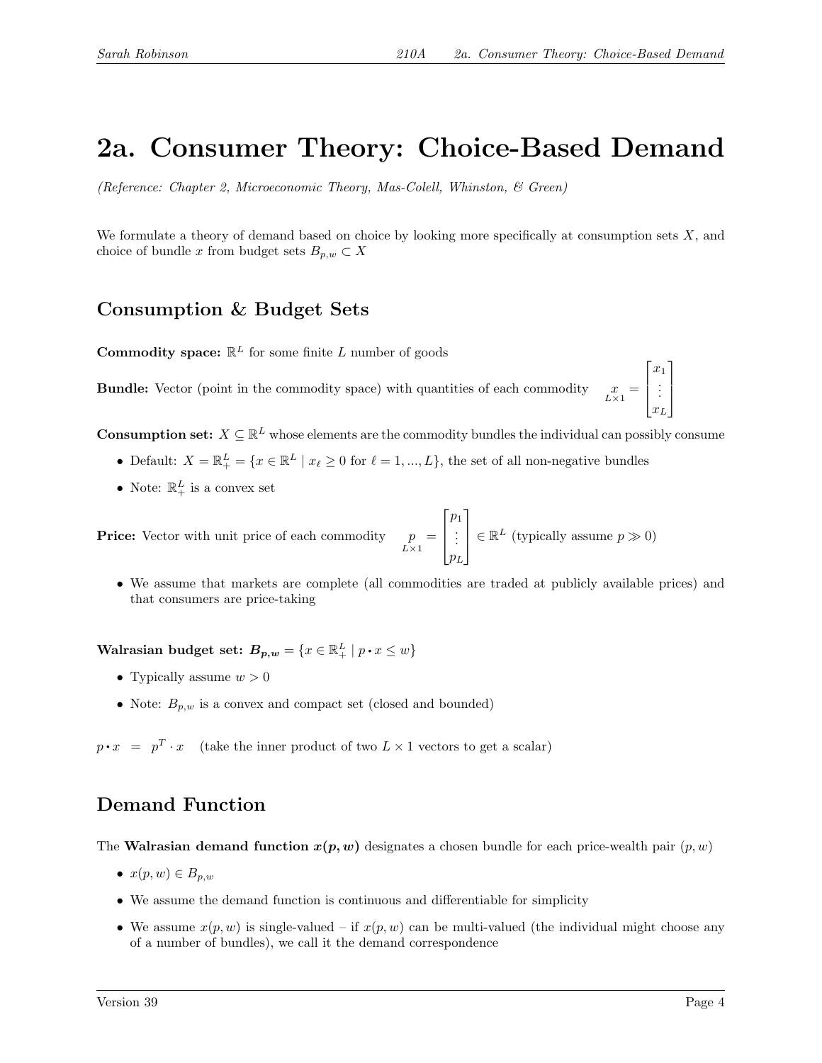# 2a. Consumer Theory: Choice-Based Demand

*(Reference: Chapter 2, Microeconomic Theory, Mas-Colell, Whinston, & Green)*

We formulate a theory of demand based on choice by looking more specifically at consumption sets $X$, and choice of bundle $x$ from budget sets $B_{p,w} \subset X$

## Consumption & Budget Sets

**Commodity space:** $\mathbb{R}^L$ for some finite $L$ number of goods

**Bundle:** Vector (point in the commodity space) with quantities of each commodity $\underset{L\times 1}{x} = \begin{bmatrix} x_1 \\ \vdots \\ x_L \end{bmatrix}$

**Consumption set:** $X \subseteq \mathbb{R}^L$ whose elements are the commodity bundles the individual can possibly consume

- Default: $X = \mathbb{R}^L_+ = \{x \in \mathbb{R}^L \mid x_\ell \geq 0 \text{ for } \ell = 1, ..., L\}$, the set of all non-negative bundles
- Note: $\mathbb{R}^L_+$ is a convex set

**Price:** Vector with unit price of each commodity $\underset{L\times 1}{p} = \begin{bmatrix} p_1 \\ \vdots \\ p_L \end{bmatrix} \in \mathbb{R}^L$ (typically assume $p \gg 0$)

- We assume that markets are complete (all commodities are traded at publicly available prices) and that consumers are price-taking

**Walrasian budget set:** $\boldsymbol{B_{p,w}} = \{x \in \mathbb{R}^L_+ \mid p \cdot x \leq w\}$

- Typically assume $w > 0$
- Note: $B_{p,w}$ is a convex and compact set (closed and bounded)

$p \cdot x \;\; = \;\; p^T \cdot x$ (take the inner product of two $L \times 1$ vectors to get a scalar)

## Demand Function

The **Walrasian demand function $\boldsymbol{x(p,w)}$** designates a chosen bundle for each price-wealth pair $(p, w)$

- $x(p, w) \in B_{p,w}$
- We assume the demand function is continuous and differentiable for simplicity
- We assume $x(p, w)$ is single-valued – if $x(p, w)$ can be multi-valued (the individual might choose any of a number of bundles), we call it the demand correspondence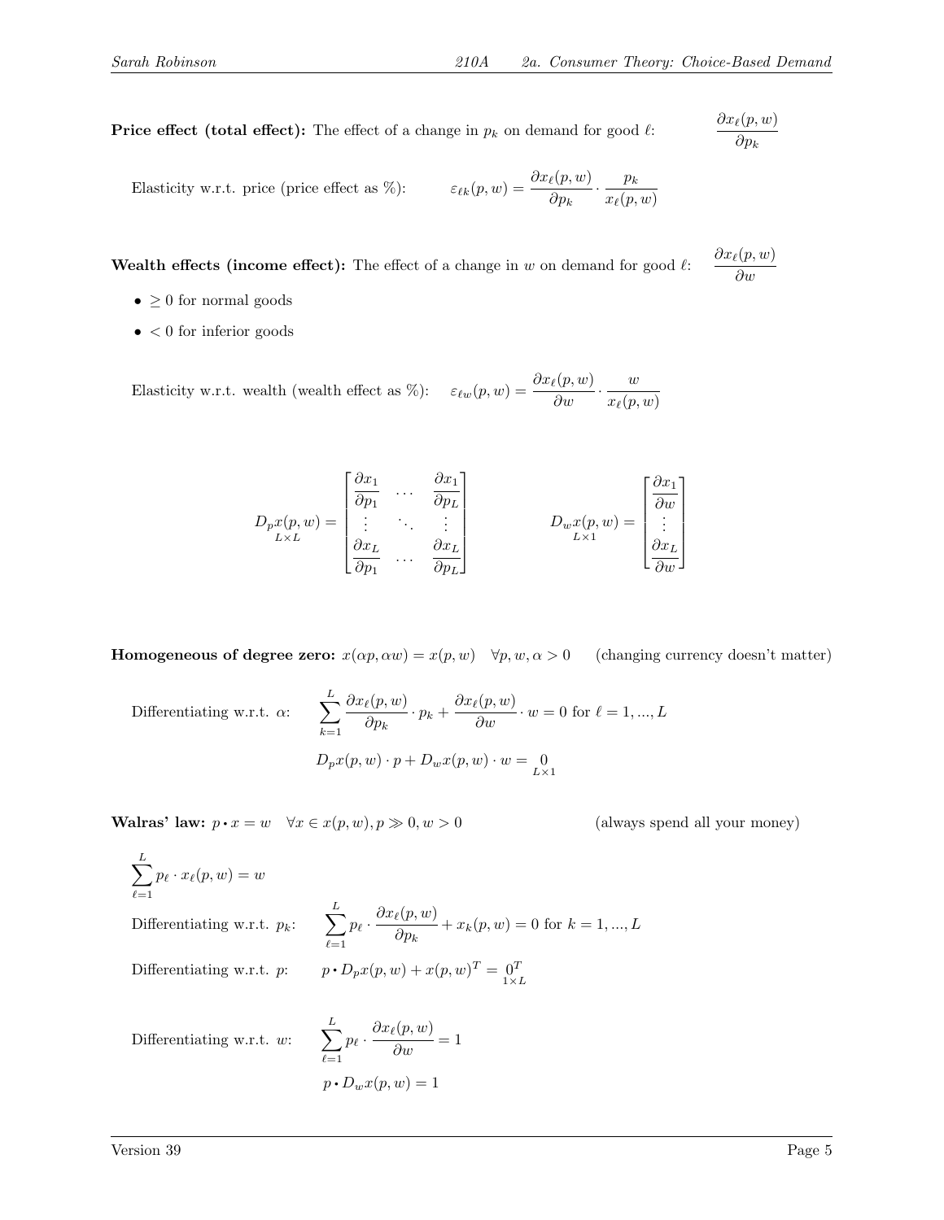**Price effect (total effect):** The effect of a change in $p_k$ on demand for good $\ell$: $\dfrac{\partial x_\ell(p,w)}{\partial p_k}$

Elasticity w.r.t. price (price effect as %): $\varepsilon_{\ell k}(p,w) = \dfrac{\partial x_\ell(p,w)}{\partial p_k} \cdot \dfrac{p_k}{x_\ell(p,w)}$

**Wealth effects (income effect):** The effect of a change in $w$ on demand for good $\ell$: $\dfrac{\partial x_\ell(p,w)}{\partial w}$

- $\geq 0$ for normal goods
- $< 0$ for inferior goods

Elasticity w.r.t. wealth (wealth effect as %): $\varepsilon_{\ell w}(p,w) = \dfrac{\partial x_\ell(p,w)}{\partial w} \cdot \dfrac{w}{x_\ell(p,w)}$

$$\underset{L\times L}{D_p x(p,w)} = \begin{bmatrix} \dfrac{\partial x_1}{\partial p_1} & \cdots & \dfrac{\partial x_1}{\partial p_L} \\ \vdots & \ddots & \vdots \\ \dfrac{\partial x_L}{\partial p_1} & \cdots & \dfrac{\partial x_L}{\partial p_L} \end{bmatrix} \qquad \underset{L\times 1}{D_w x(p,w)} = \begin{bmatrix} \dfrac{\partial x_1}{\partial w} \\ \vdots \\ \dfrac{\partial x_L}{\partial w} \end{bmatrix}$$

**Homogeneous of degree zero:** $x(\alpha p, \alpha w) = x(p,w) \quad \forall p, w, \alpha > 0$ (changing currency doesn't matter)

Differentiating w.r.t. $\alpha$: $\displaystyle\sum_{k=1}^{L} \frac{\partial x_\ell(p,w)}{\partial p_k} \cdot p_k + \frac{\partial x_\ell(p,w)}{\partial w} \cdot w = 0$ for $\ell = 1, ..., L$

$$D_p x(p,w) \cdot p + D_w x(p,w) \cdot w = \underset{L\times 1}{0}$$

**Walras' law:** $p \cdot x = w \quad \forall x \in x(p,w), p \gg 0, w > 0$ (always spend all your money)

$$\sum_{\ell=1}^{L} p_\ell \cdot x_\ell(p,w) = w$$

Differentiating w.r.t. $p_k$: $\displaystyle\sum_{\ell=1}^{L} p_\ell \cdot \frac{\partial x_\ell(p,w)}{\partial p_k} + x_k(p,w) = 0$ for $k = 1, ..., L$

Differentiating w.r.t. $p$: $p \cdot D_p x(p,w) + x(p,w)^T = \underset{1\times L}{0^T}$

Differentiating w.r.t. $w$: $\displaystyle\sum_{\ell=1}^{L} p_\ell \cdot \frac{\partial x_\ell(p,w)}{\partial w} = 1$

$$p \cdot D_w x(p,w) = 1$$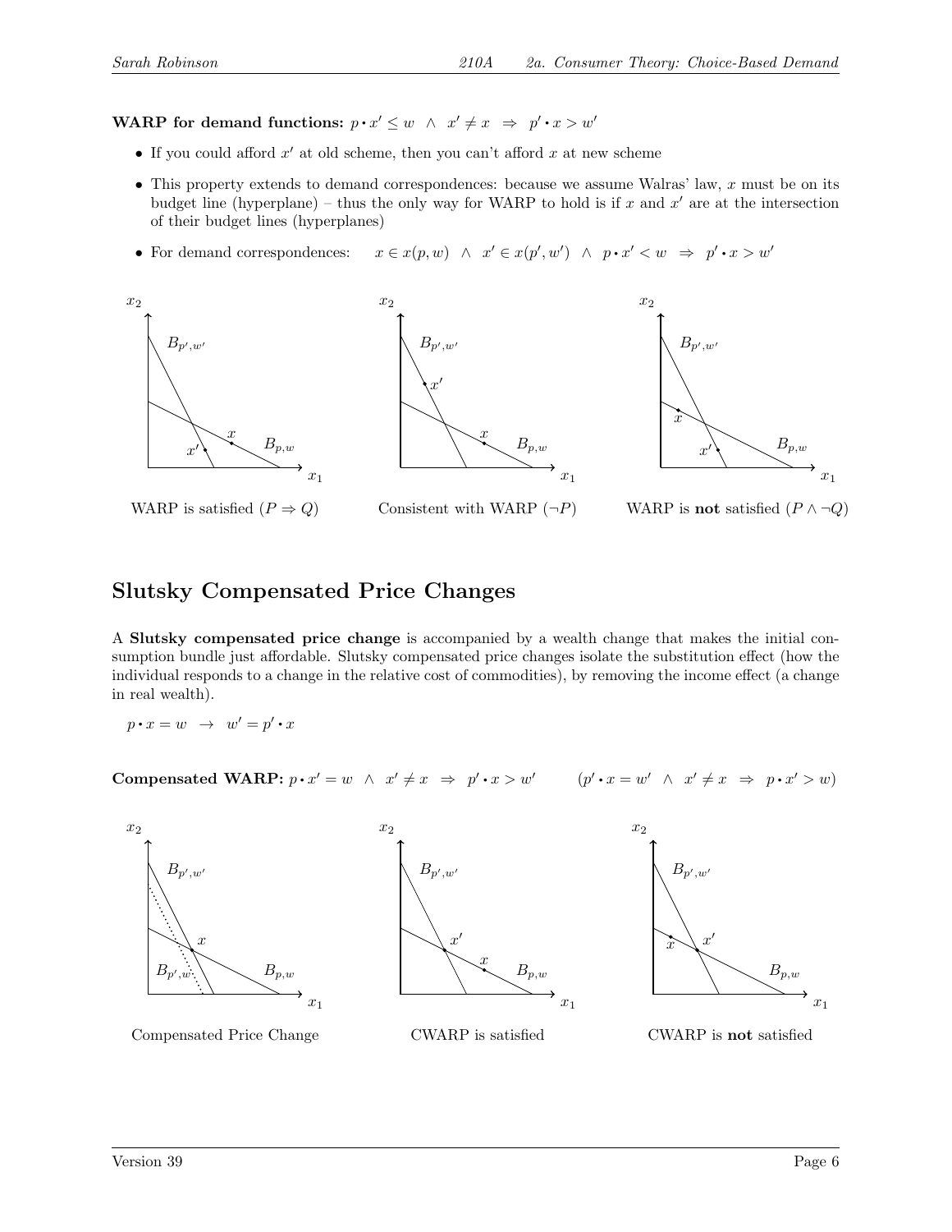**WARP for demand functions:** $p \cdot x' \leq w \;\; \wedge \;\; x' \neq x \;\; \Rightarrow \;\; p' \cdot x > w'$

- If you could afford $x'$ at old scheme, then you can't afford $x$ at new scheme
- This property extends to demand correspondences: because we assume Walras' law, $x$ must be on its budget line (hyperplane) – thus the only way for WARP to hold is if $x$ and $x'$ are at the intersection of their budget lines (hyperplanes)
- For demand correspondences: $\quad x \in x(p,w) \;\; \wedge \;\; x' \in x(p',w') \;\; \wedge \;\; p \cdot x' < w \;\; \Rightarrow \;\; p' \cdot x > w'$

WARP is satisfied ($P \Rightarrow Q$) Consistent with WARP ($\neg P$) WARP is **not** satisfied ($P \wedge \neg Q$)

## Slutsky Compensated Price Changes

A **Slutsky compensated price change** is accompanied by a wealth change that makes the initial consumption bundle just affordable. Slutsky compensated price changes isolate the substitution effect (how the individual responds to a change in the relative cost of commodities), by removing the income effect (a change in real wealth).

$p \cdot x = w \;\; \rightarrow \;\; w' = p' \cdot x$

**Compensated WARP:** $p \cdot x' = w \;\; \wedge \;\; x' \neq x \;\; \Rightarrow \;\; p' \cdot x > w' \qquad (p' \cdot x = w' \;\; \wedge \;\; x' \neq x \;\; \Rightarrow \;\; p \cdot x' > w)$

Compensated Price Change CWARP is satisfied CWARP is **not** satisfied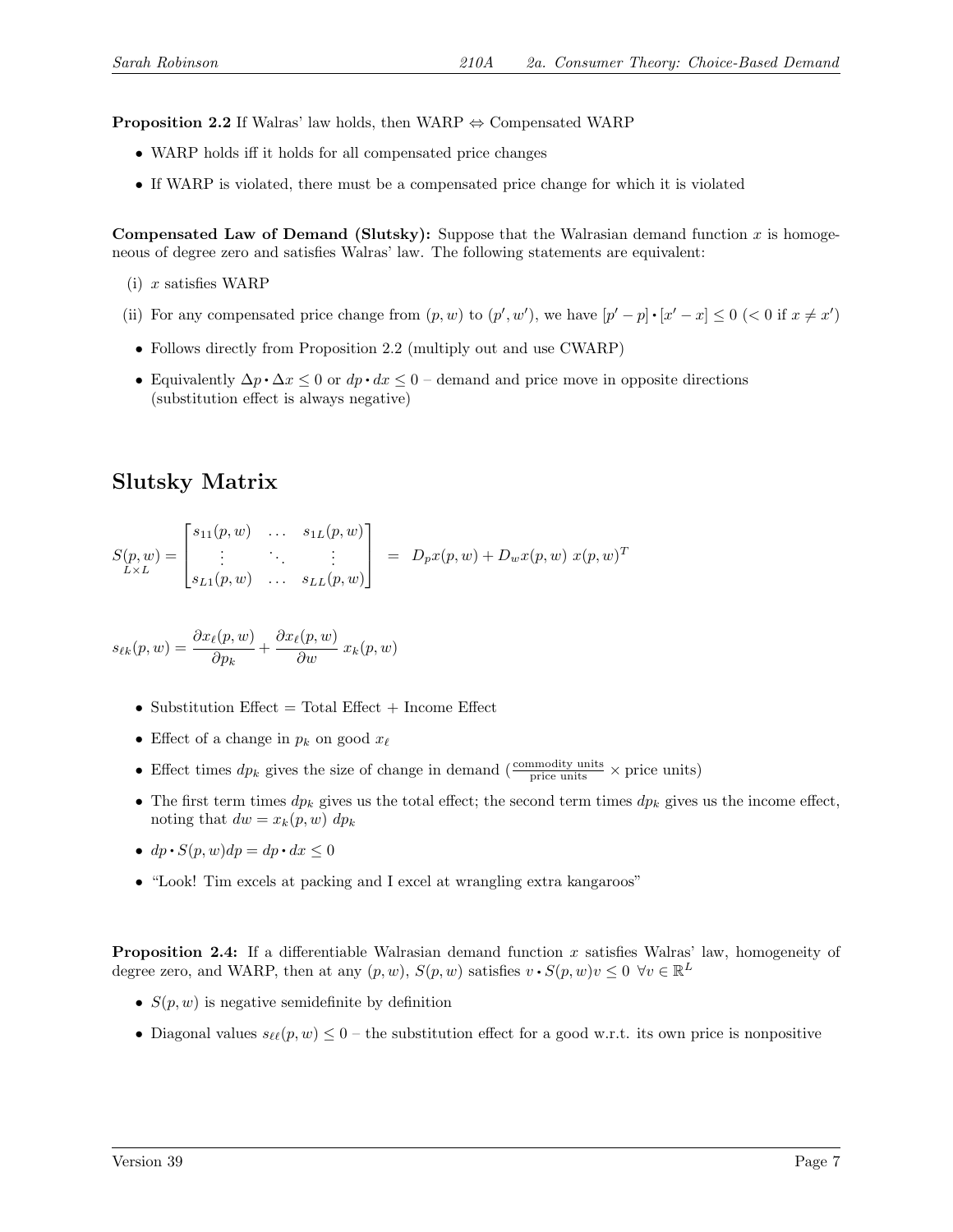**Proposition 2.2** If Walras' law holds, then WARP $\Leftrightarrow$ Compensated WARP

- WARP holds iff it holds for all compensated price changes
- If WARP is violated, there must be a compensated price change for which it is violated

**Compensated Law of Demand (Slutsky):** Suppose that the Walrasian demand function $x$ is homogeneous of degree zero and satisfies Walras' law. The following statements are equivalent:

(i) $x$ satisfies WARP

(ii) For any compensated price change from $(p, w)$ to $(p', w')$, we have $[p' - p] \cdot [x' - x] \leq 0$ ($< 0$ if $x \neq x'$)

- Follows directly from Proposition 2.2 (multiply out and use CWARP)
- Equivalently $\Delta p \cdot \Delta x \leq 0$ or $dp \cdot dx \leq 0$ – demand and price move in opposite directions (substitution effect is always negative)

## Slutsky Matrix

$$\underset{L \times L}{S(p, w)} = \begin{bmatrix} s_{11}(p, w) & \dots & s_{1L}(p, w) \\ \vdots & \ddots & \vdots \\ s_{L1}(p, w) & \dots & s_{LL}(p, w) \end{bmatrix} = D_p x(p, w) + D_w x(p, w) \; x(p, w)^T$$

$$s_{\ell k}(p, w) = \frac{\partial x_\ell(p, w)}{\partial p_k} + \frac{\partial x_\ell(p, w)}{\partial w} \; x_k(p, w)$$

- Substitution Effect = Total Effect + Income Effect
- Effect of a change in $p_k$ on good $x_\ell$
- Effect times $dp_k$ gives the size of change in demand ($\frac{\text{commodity units}}{\text{price units}} \times$ price units)
- The first term times $dp_k$ gives us the total effect; the second term times $dp_k$ gives us the income effect, noting that $dw = x_k(p, w) \; dp_k$
- $dp \cdot S(p, w) dp = dp \cdot dx \leq 0$
- "Look! Tim excels at packing and I excel at wrangling extra kangaroos"

**Proposition 2.4:** If a differentiable Walrasian demand function $x$ satisfies Walras' law, homogeneity of degree zero, and WARP, then at any $(p, w)$, $S(p, w)$ satisfies $v \cdot S(p, w) v \leq 0 \;\; \forall v \in \mathbb{R}^L$

- $S(p, w)$ is negative semidefinite by definition
- Diagonal values $s_{\ell\ell}(p, w) \leq 0$ – the substitution effect for a good w.r.t. its own price is nonpositive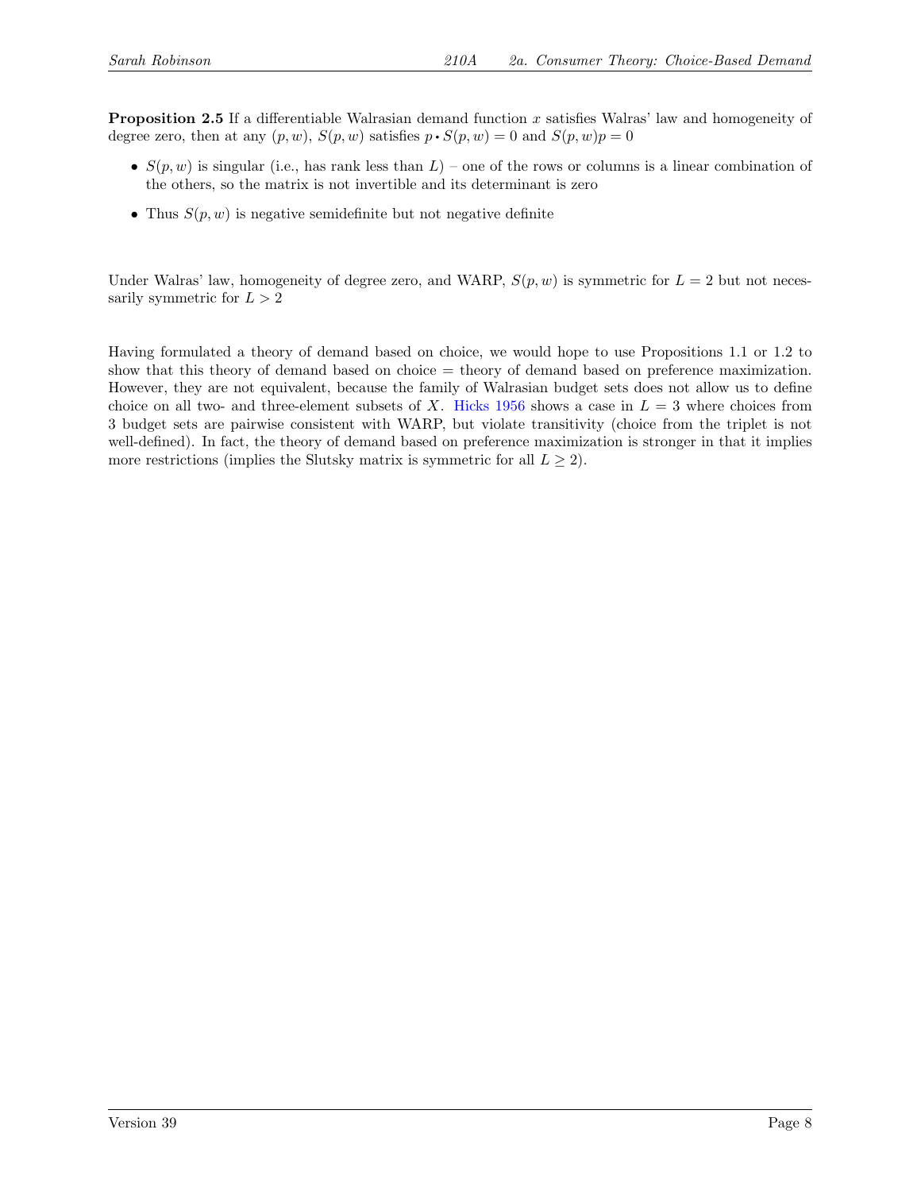**Proposition 2.5** If a differentiable Walrasian demand function $x$ satisfies Walras' law and homogeneity of degree zero, then at any $(p, w)$, $S(p, w)$ satisfies $p \cdot S(p, w) = 0$ and $S(p, w)p = 0$

- $S(p, w)$ is singular (i.e., has rank less than $L$) – one of the rows or columns is a linear combination of the others, so the matrix is not invertible and its determinant is zero
- Thus $S(p, w)$ is negative semidefinite but not negative definite

Under Walras' law, homogeneity of degree zero, and WARP, $S(p, w)$ is symmetric for $L = 2$ but not necessarily symmetric for $L > 2$

Having formulated a theory of demand based on choice, we would hope to use Propositions 1.1 or 1.2 to show that this theory of demand based on choice = theory of demand based on preference maximization. However, they are not equivalent, because the family of Walrasian budget sets does not allow us to define choice on all two- and three-element subsets of $X$. Hicks 1956 shows a case in $L = 3$ where choices from 3 budget sets are pairwise consistent with WARP, but violate transitivity (choice from the triplet is not well-defined). In fact, the theory of demand based on preference maximization is stronger in that it implies more restrictions (implies the Slutsky matrix is symmetric for all $L \geq 2$).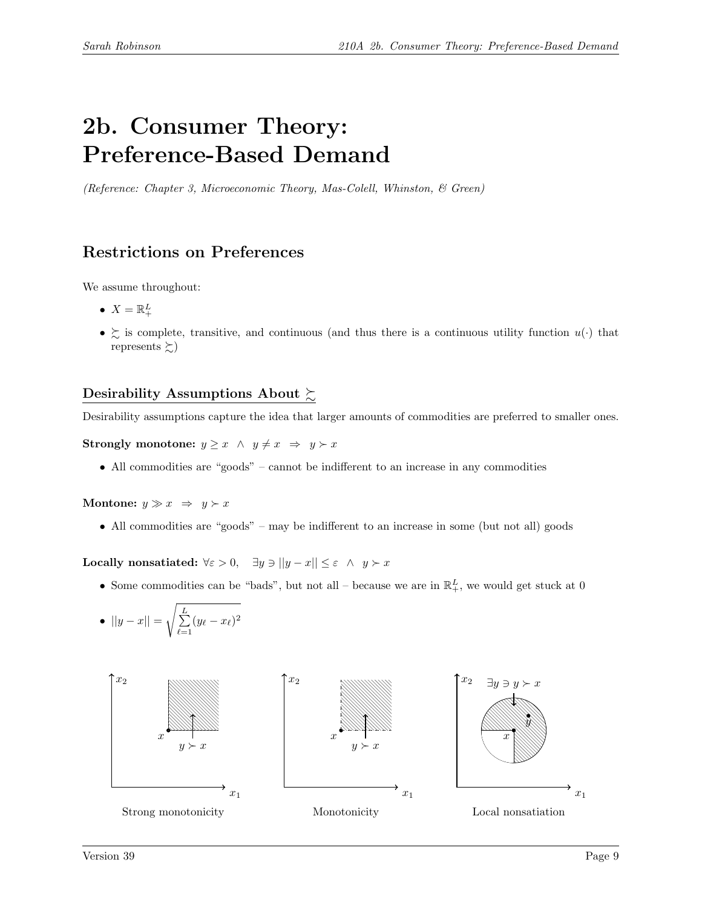# 2b. Consumer Theory: Preference-Based Demand

*(Reference: Chapter 3, Microeconomic Theory, Mas-Colell, Whinston, & Green)*

## Restrictions on Preferences

We assume throughout:

- $X = \mathbb{R}^L_+$
- $\succsim$ is complete, transitive, and continuous (and thus there is a continuous utility function $u(\cdot)$ that represents $\succsim$)

### Desirability Assumptions About $\succsim$

Desirability assumptions capture the idea that larger amounts of commodities are preferred to smaller ones.

**Strongly monotone:** $y \geq x \;\wedge\; y \neq x \;\Rightarrow\; y \succ x$

- All commodities are "goods" – cannot be indifferent to an increase in any commodities

**Montone:** $y \gg x \;\Rightarrow\; y \succ x$

- All commodities are "goods" – may be indifferent to an increase in some (but not all) goods

**Locally nonsatiated:** $\forall \varepsilon > 0, \quad \exists y \ni ||y - x|| \leq \varepsilon \;\wedge\; y \succ x$

- Some commodities can be "bads", but not all – because we are in $\mathbb{R}^L_+$, we would get stuck at 0
- $||y - x|| = \sqrt{\sum_{\ell=1}^{L} (y_\ell - x_\ell)^2}$

Strong monotonicity | Monotonicity | Local nonsatiation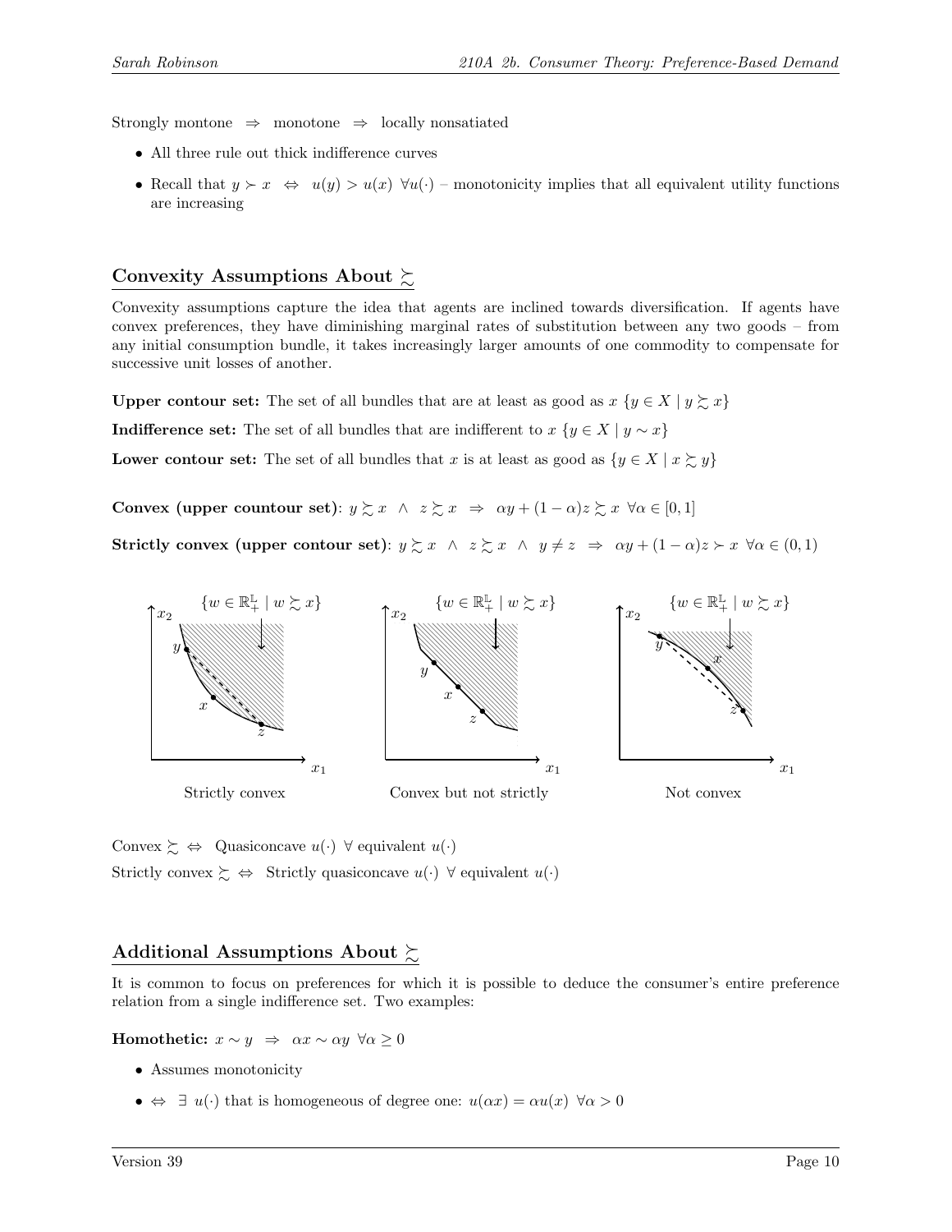Strongly montone $\Rightarrow$ monotone $\Rightarrow$ locally nonsatiated

- All three rule out thick indifference curves
- Recall that $y \succ x \;\Leftrightarrow\; u(y) > u(x) \;\forall u(\cdot)$ – monotonicity implies that all equivalent utility functions are increasing

## Convexity Assumptions About $\succsim$

Convexity assumptions capture the idea that agents are inclined towards diversification. If agents have convex preferences, they have diminishing marginal rates of substitution between any two goods – from any initial consumption bundle, it takes increasingly larger amounts of one commodity to compensate for successive unit losses of another.

**Upper contour set:** The set of all bundles that are at least as good as $x$ $\{y \in X \mid y \succsim x\}$

**Indifference set:** The set of all bundles that are indifferent to $x$ $\{y \in X \mid y \sim x\}$

**Lower contour set:** The set of all bundles that $x$ is at least as good as $\{y \in X \mid x \succsim y\}$

**Convex (upper countour set)**: $y \succsim x \;\wedge\; z \succsim x \;\Rightarrow\; \alpha y + (1-\alpha)z \succsim x \;\forall \alpha \in [0,1]$

**Strictly convex (upper contour set)**: $y \succsim x \;\wedge\; z \succsim x \;\wedge\; y \neq z \;\Rightarrow\; \alpha y + (1-\alpha)z \succ x \;\forall \alpha \in (0,1)$

$\{w \in \mathbb{R}^{\mathbb{L}}_{+} \mid w \succsim x\}$

Strictly convex — Convex but not strictly — Not convex

Convex $\succsim \;\Leftrightarrow\;$ Quasiconcave $u(\cdot)$ $\forall$ equivalent $u(\cdot)$

Strictly convex $\succsim \;\Leftrightarrow\;$ Strictly quasiconcave $u(\cdot)$ $\forall$ equivalent $u(\cdot)$

## Additional Assumptions About $\succsim$

It is common to focus on preferences for which it is possible to deduce the consumer's entire preference relation from a single indifference set. Two examples:

**Homothetic:** $x \sim y \;\Rightarrow\; \alpha x \sim \alpha y \;\forall \alpha \geq 0$

- Assumes monotonicity
- $\Leftrightarrow\; \exists\; u(\cdot)$ that is homogeneous of degree one: $u(\alpha x) = \alpha u(x) \;\forall \alpha > 0$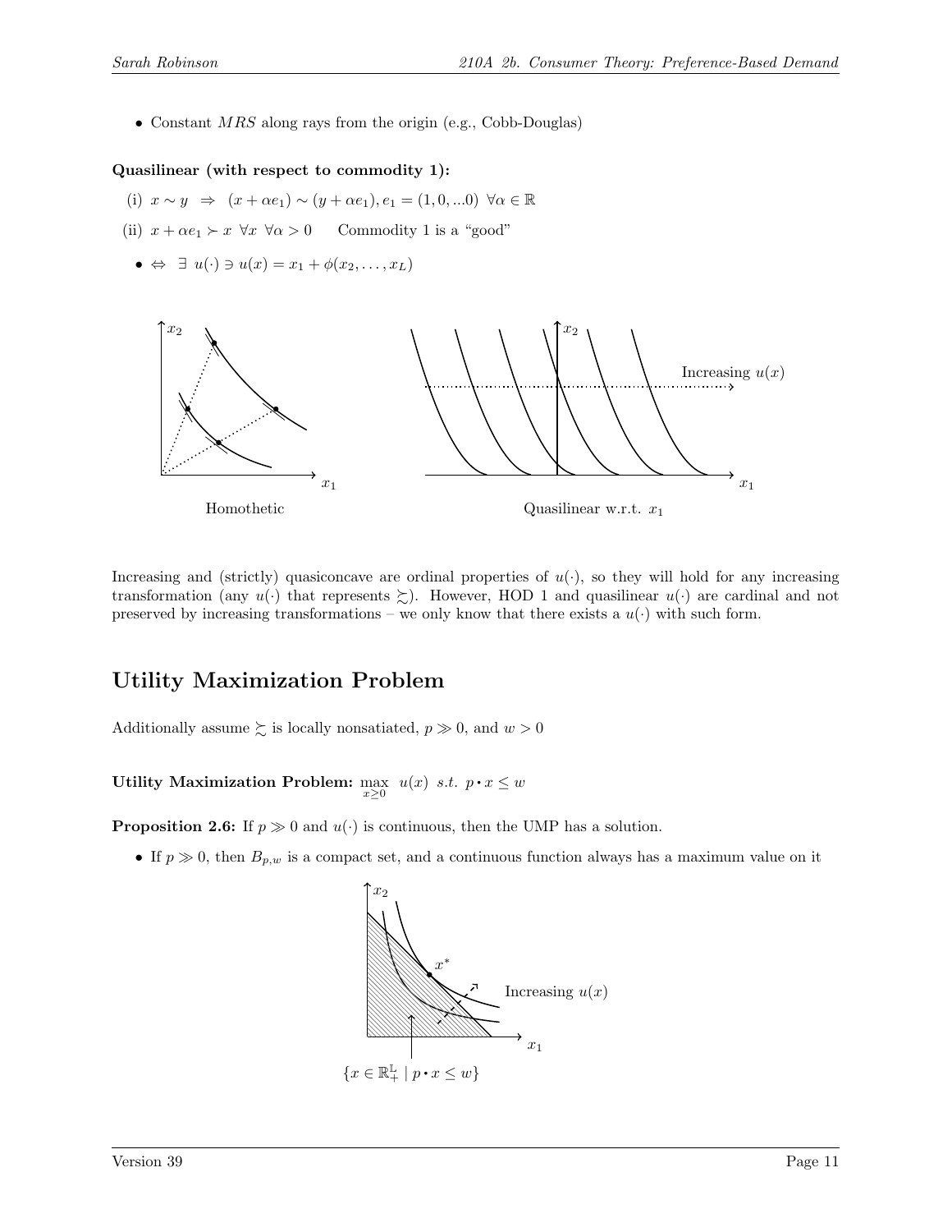- Constant $MRS$ along rays from the origin (e.g., Cobb-Douglas)

**Quasilinear (with respect to commodity 1):**

(i) $x \sim y \;\; \Rightarrow \;\; (x + \alpha e_1) \sim (y + \alpha e_1), e_1 = (1, 0, ...0) \;\; \forall \alpha \in \mathbb{R}$

(ii) $x + \alpha e_1 \succ x \;\; \forall x \;\; \forall \alpha > 0$ Commodity 1 is a "good"

- $\Leftrightarrow \;\; \exists \;\; u(\cdot) \ni u(x) = x_1 + \phi(x_2, \ldots, x_L)$

Homothetic

Quasilinear w.r.t. $x_1$

Increasing and (strictly) quasiconcave are ordinal properties of $u(\cdot)$, so they will hold for any increasing transformation (any $u(\cdot)$ that represents $\succsim$). However, HOD 1 and quasilinear $u(\cdot)$ are cardinal and not preserved by increasing transformations – we only know that there exists a $u(\cdot)$ with such form.

## Utility Maximization Problem

Additionally assume $\succsim$ is locally nonsatiated, $p \gg 0$, and $w > 0$

**Utility Maximization Problem:** $\max\limits_{x \geq 0} \;\; u(x) \;\; s.t. \;\; p \cdot x \leq w$

**Proposition 2.6:** If $p \gg 0$ and $u(\cdot)$ is continuous, then the UMP has a solution.

- If $p \gg 0$, then $B_{p,w}$ is a compact set, and a continuous function always has a maximum value on it

$\{x \in \mathbb{R}^{\mathbb{L}}_{+} \mid p \cdot x \leq w\}$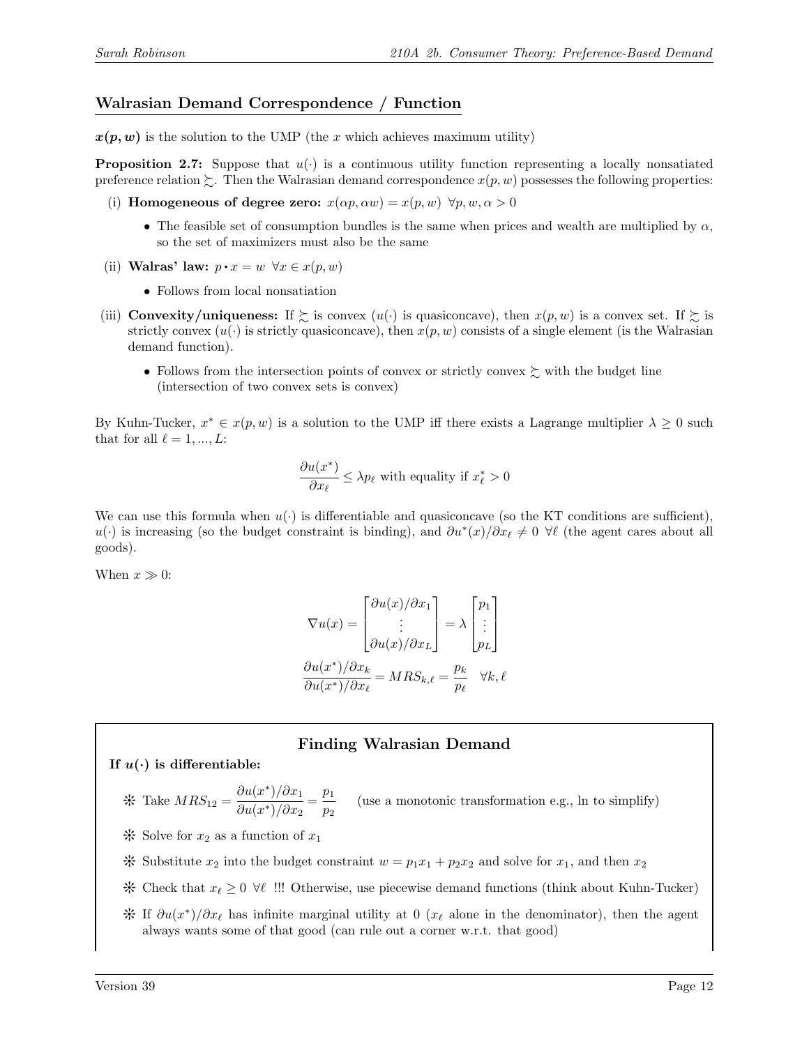## Walrasian Demand Correspondence / Function

$\boldsymbol{x(p,w)}$ is the solution to the UMP (the $x$ which achieves maximum utility)

**Proposition 2.7:** Suppose that $u(\cdot)$ is a continuous utility function representing a locally nonsatiated preference relation $\succsim$. Then the Walrasian demand correspondence $x(p,w)$ possesses the following properties:

(i) **Homogeneous of degree zero:** $x(\alpha p, \alpha w) = x(p,w) \;\; \forall p, w, \alpha > 0$

- The feasible set of consumption bundles is the same when prices and wealth are multiplied by $\alpha$, so the set of maximizers must also be the same

(ii) **Walras' law:** $p \cdot x = w \;\; \forall x \in x(p,w)$

- Follows from local nonsatiation

(iii) **Convexity/uniqueness:** If $\succsim$ is convex ($u(\cdot)$ is quasiconcave), then $x(p,w)$ is a convex set. If $\succsim$ is strictly convex ($u(\cdot)$ is strictly quasiconcave), then $x(p,w)$ consists of a single element (is the Walrasian demand function).

- Follows from the intersection points of convex or strictly convex $\succsim$ with the budget line (intersection of two convex sets is convex)

By Kuhn-Tucker, $x^* \in x(p,w)$ is a solution to the UMP iff there exists a Lagrange multiplier $\lambda \geq 0$ such that for all $\ell = 1, ..., L$:

$$\frac{\partial u(x^*)}{\partial x_\ell} \leq \lambda p_\ell \text{ with equality if } x_\ell^* > 0$$

We can use this formula when $u(\cdot)$ is differentiable and quasiconcave (so the KT conditions are sufficient), $u(\cdot)$ is increasing (so the budget constraint is binding), and $\partial u^*(x)/\partial x_\ell \neq 0 \;\; \forall \ell$ (the agent cares about all goods).

When $x \gg 0$:

$$\nabla u(x) = \begin{bmatrix} \partial u(x)/\partial x_1 \\ \vdots \\ \partial u(x)/\partial x_L \end{bmatrix} = \lambda \begin{bmatrix} p_1 \\ \vdots \\ p_L \end{bmatrix}$$

$$\frac{\partial u(x^*)/\partial x_k}{\partial u(x^*)/\partial x_\ell} = MRS_{k,\ell} = \frac{p_k}{p_\ell} \quad \forall k, \ell$$

### Finding Walrasian Demand

**If $u(\cdot)$ is differentiable:**

- Take $MRS_{12} = \dfrac{\partial u(x^*)/\partial x_1}{\partial u(x^*)/\partial x_2} = \dfrac{p_1}{p_2}$ (use a monotonic transformation e.g., ln to simplify)
- Solve for $x_2$ as a function of $x_1$
- Substitute $x_2$ into the budget constraint $w = p_1 x_1 + p_2 x_2$ and solve for $x_1$, and then $x_2$
- Check that $x_\ell \geq 0 \;\; \forall \ell$ !!! Otherwise, use piecewise demand functions (think about Kuhn-Tucker)
- If $\partial u(x^*)/\partial x_\ell$ has infinite marginal utility at 0 ($x_\ell$ alone in the denominator), then the agent always wants some of that good (can rule out a corner w.r.t. that good)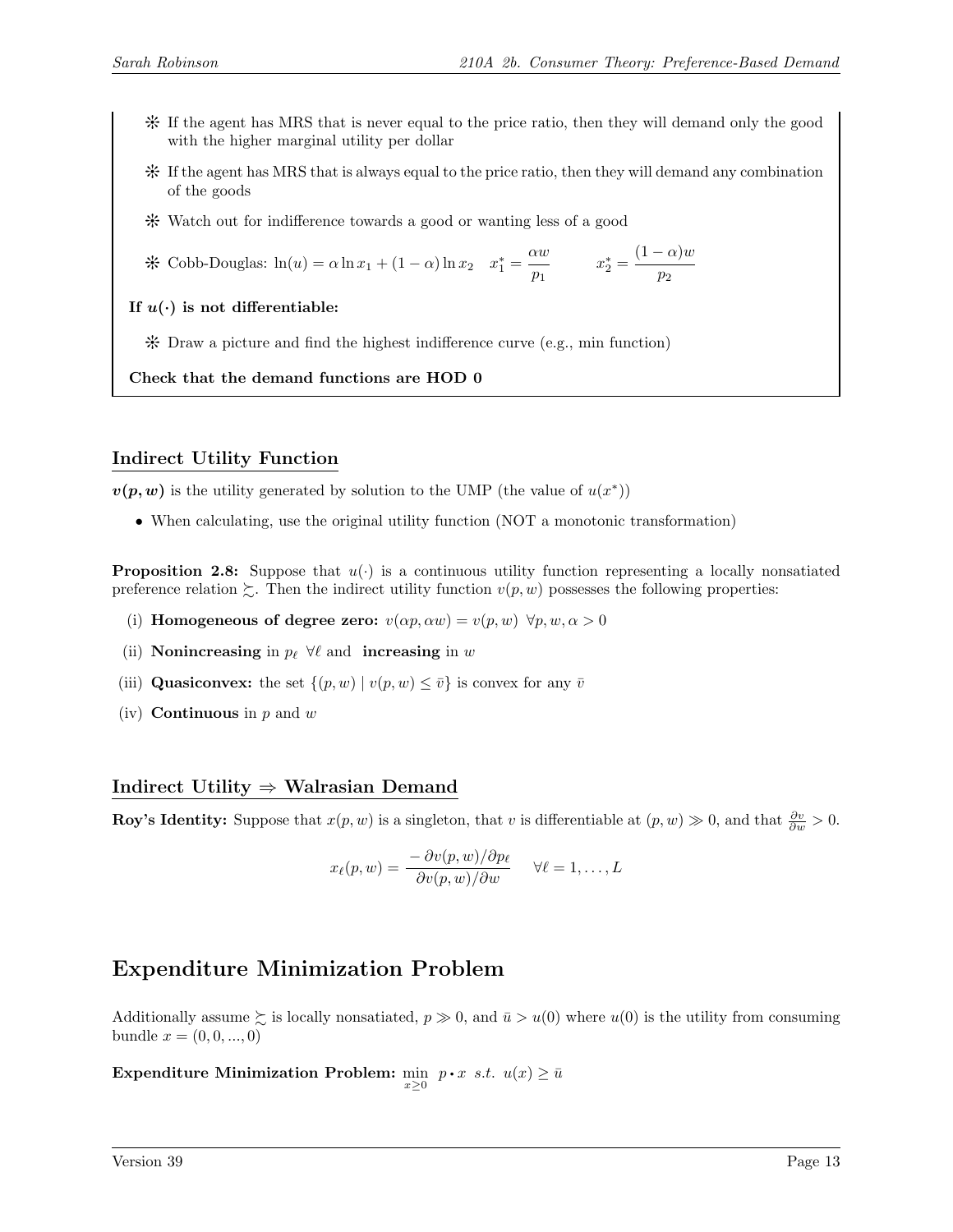- ❊ If the agent has MRS that is never equal to the price ratio, then they will demand only the good with the higher marginal utility per dollar
- ❊ If the agent has MRS that is always equal to the price ratio, then they will demand any combination of the goods
- ❊ Watch out for indifference towards a good or wanting less of a good
- ❊ Cobb-Douglas: $\ln(u) = \alpha \ln x_1 + (1-\alpha)\ln x_2 \quad x_1^* = \dfrac{\alpha w}{p_1} \qquad x_2^* = \dfrac{(1-\alpha)w}{p_2}$

**If $u(\cdot)$ is not differentiable:**

- ❊ Draw a picture and find the highest indifference curve (e.g., min function)

**Check that the demand functions are HOD 0**

## Indirect Utility Function

$\boldsymbol{v(p,w)}$ is the utility generated by solution to the UMP (the value of $u(x^*)$)

- When calculating, use the original utility function (NOT a monotonic transformation)

**Proposition 2.8:** Suppose that $u(\cdot)$ is a continuous utility function representing a locally nonsatiated preference relation $\succsim$. Then the indirect utility function $v(p,w)$ possesses the following properties:

(i) **Homogeneous of degree zero:** $v(\alpha p, \alpha w) = v(p,w) \;\; \forall p, w, \alpha > 0$

(ii) **Nonincreasing** in $p_\ell \;\; \forall \ell$ and **increasing** in $w$

(iii) **Quasiconvex:** the set $\{(p,w) \mid v(p,w) \leq \bar{v}\}$ is convex for any $\bar{v}$

(iv) **Continuous** in $p$ and $w$

## Indirect Utility ⇒ Walrasian Demand

**Roy's Identity:** Suppose that $x(p,w)$ is a singleton, that $v$ is differentiable at $(p,w) \gg 0$, and that $\frac{\partial v}{\partial w} > 0$.

$$x_\ell(p,w) = \frac{-\,\partial v(p,w)/\partial p_\ell}{\partial v(p,w)/\partial w} \qquad \forall \ell = 1, \ldots, L$$

# Expenditure Minimization Problem

Additionally assume $\succsim$ is locally nonsatiated, $p \gg 0$, and $\bar{u} > u(0)$ where $u(0)$ is the utility from consuming bundle $x = (0,0,...,0)$

**Expenditure Minimization Problem:** $\min\limits_{x \geq 0} \;\; p \cdot x \;\; s.t. \;\; u(x) \geq \bar{u}$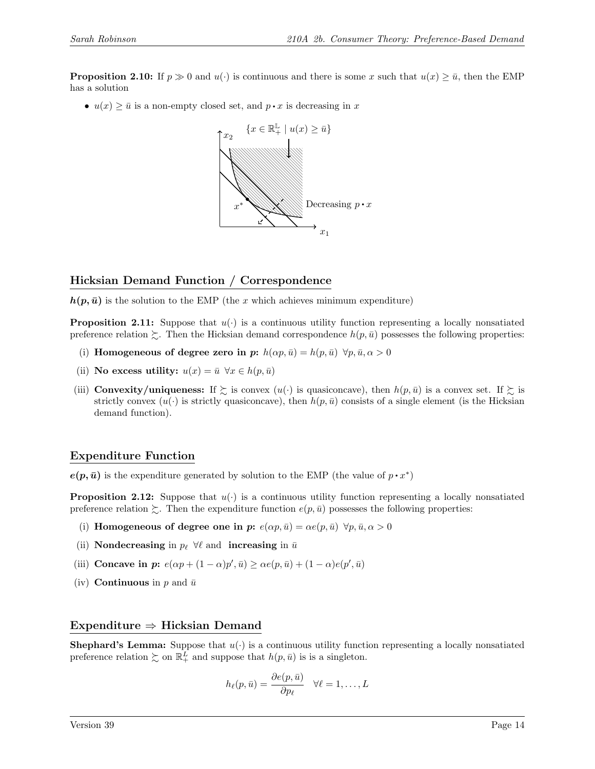**Proposition 2.10:** If $p \gg 0$ and $u(\cdot)$ is continuous and there is some $x$ such that $u(x) \geq \bar{u}$, then the EMP has a solution

- $u(x) \geq \bar{u}$ is a non-empty closed set, and $p \bullet x$ is decreasing in $x$

## Hicksian Demand Function / Correspondence

$\boldsymbol{h(p, \bar{u})}$ is the solution to the EMP (the $x$ which achieves minimum expenditure)

**Proposition 2.11:** Suppose that $u(\cdot)$ is a continuous utility function representing a locally nonsatiated preference relation $\succsim$. Then the Hicksian demand correspondence $h(p, \bar{u})$ possesses the following properties:

(i) **Homogeneous of degree zero in $p$:** $h(\alpha p, \bar{u}) = h(p, \bar{u}) \;\; \forall p, \bar{u}, \alpha > 0$

(ii) **No excess utility:** $u(x) = \bar{u} \;\; \forall x \in h(p, \bar{u})$

(iii) **Convexity/uniqueness:** If $\succsim$ is convex ($u(\cdot)$ is quasiconcave), then $h(p, \bar{u})$ is a convex set. If $\succsim$ is strictly convex ($u(\cdot)$ is strictly quasiconcave), then $h(p, \bar{u})$ consists of a single element (is the Hicksian demand function).

## Expenditure Function

$\boldsymbol{e(p, \bar{u})}$ is the expenditure generated by solution to the EMP (the value of $p \bullet x^*$)

**Proposition 2.12:** Suppose that $u(\cdot)$ is a continuous utility function representing a locally nonsatiated preference relation $\succsim$. Then the expenditure function $e(p, \bar{u})$ possesses the following properties:

(i) **Homogeneous of degree one in $p$:** $e(\alpha p, \bar{u}) = \alpha e(p, \bar{u}) \;\; \forall p, \bar{u}, \alpha > 0$

(ii) **Nondecreasing** in $p_\ell \;\; \forall \ell$ and **increasing** in $\bar{u}$

(iii) **Concave in $p$:** $e(\alpha p + (1-\alpha)p', \bar{u}) \geq \alpha e(p, \bar{u}) + (1-\alpha) e(p', \bar{u})$

(iv) **Continuous** in $p$ and $\bar{u}$

## Expenditure ⇒ Hicksian Demand

**Shephard's Lemma:** Suppose that $u(\cdot)$ is a continuous utility function representing a locally nonsatiated preference relation $\succsim$ on $\mathbb{R}^L_+$ and suppose that $h(p, \bar{u})$ is is a singleton.

$$h_\ell(p, \bar{u}) = \frac{\partial e(p, \bar{u})}{\partial p_\ell} \quad \forall \ell = 1, \ldots, L$$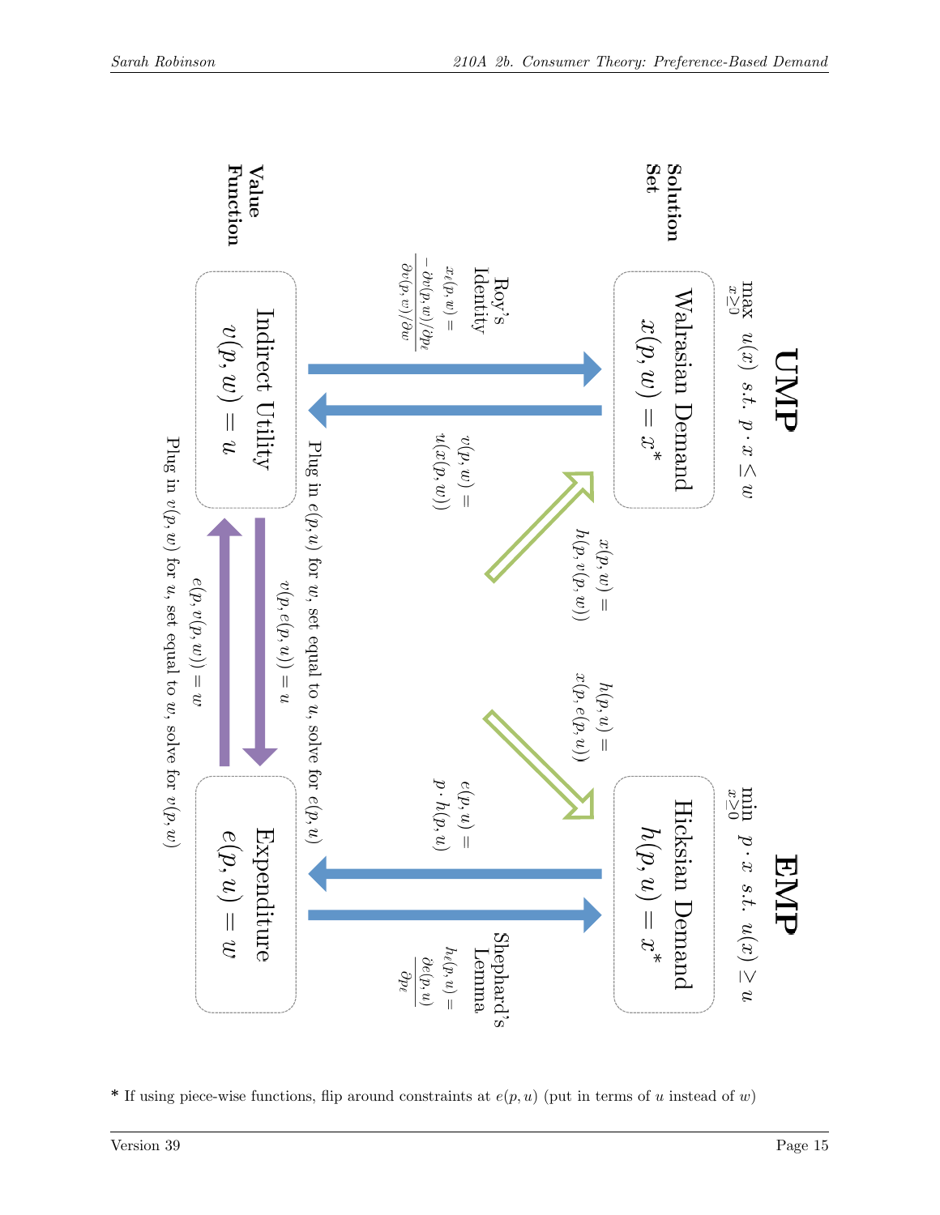## UMP

$\max_{x \geq 0} \; u(x) \;\; s.t. \;\; p \cdot x \leq w$

## EMP

$\min_{x \geq 0} \; p \cdot x \;\; s.t. \;\; u(x) \geq u$

**Solution Set**

- **Walrasian Demand** $x(p, w) = x^*$
- **Hicksian Demand** $h(p, u) = x^*$

**Value Function**

- **Indirect Utility** $v(p, w) = u$
- **Expenditure** $e(p, u) = w$

**Relationships:**

- Roy's Identity: $x_\ell(p, w) = \frac{-\partial v(p,w)/\partial p_\ell}{\partial v(p,w)/\partial w}$
- $v(p, w) = u(x(p, w))$
- $x(p, w) = h(p, v(p, w))$
- $h(p, u) = x(p, e(p, u))$
- $e(p, u) = p \cdot h(p, u)$
- Shephard's Lemma: $h_\ell(p, u) = \frac{\partial e(p,u)}{\partial p_\ell}$
- $v(p, e(p, u)) = u$
- $e(p, v(p, w)) = w$
- Plug in $e(p, u)$ for $w$, set equal to $u$, solve for $e(p, u)$
- Plug in $v(p, w)$ for $u$, set equal to $w$, solve for $v(p, w)$

* If using piece-wise functions, flip around constraints at $e(p, u)$ (put in terms of $u$ instead of $w$)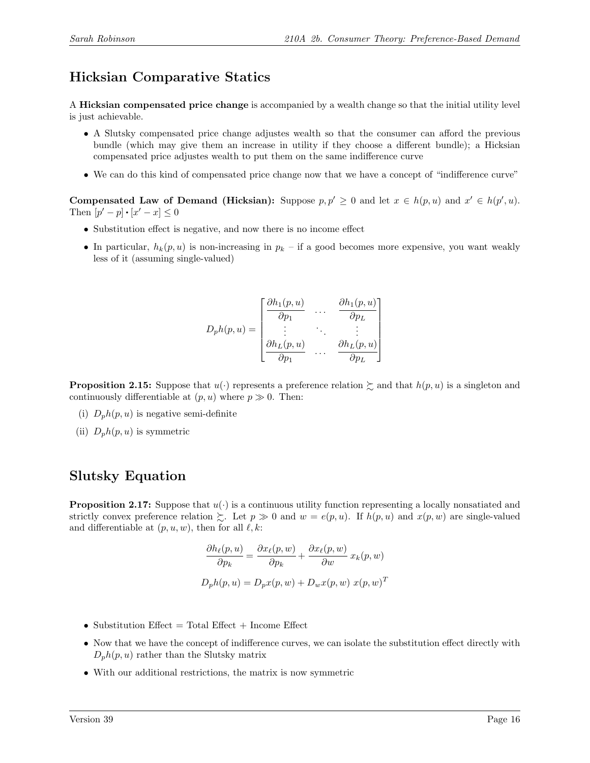## Hicksian Comparative Statics

A **Hicksian compensated price change** is accompanied by a wealth change so that the initial utility level is just achievable.

- A Slutsky compensated price change adjustes wealth so that the consumer can afford the previous bundle (which may give them an increase in utility if they choose a different bundle); a Hicksian compensated price adjustes wealth to put them on the same indifference curve
- We can do this kind of compensated price change now that we have a concept of "indifference curve"

**Compensated Law of Demand (Hicksian):** Suppose $p, p' \geq 0$ and let $x \in h(p,u)$ and $x' \in h(p',u)$. Then $[p' - p] \cdot [x' - x] \leq 0$

- Substitution effect is negative, and now there is no income effect
- In particular, $h_k(p,u)$ is non-increasing in $p_k$ – if a good becomes more expensive, you want weakly less of it (assuming single-valued)

$$D_p h(p,u) = \begin{bmatrix} \dfrac{\partial h_1(p,u)}{\partial p_1} & \cdots & \dfrac{\partial h_1(p,u)}{\partial p_L} \\ \vdots & \ddots & \vdots \\ \dfrac{\partial h_L(p,u)}{\partial p_1} & \cdots & \dfrac{\partial h_L(p,u)}{\partial p_L} \end{bmatrix}$$

**Proposition 2.15:** Suppose that $u(\cdot)$ represents a preference relation $\succsim$ and that $h(p,u)$ is a singleton and continuously differentiable at $(p,u)$ where $p \gg 0$. Then:

(i) $D_p h(p,u)$ is negative semi-definite

(ii) $D_p h(p,u)$ is symmetric

## Slutsky Equation

**Proposition 2.17:** Suppose that $u(\cdot)$ is a continuous utility function representing a locally nonsatiated and strictly convex preference relation $\succsim$. Let $p \gg 0$ and $w = e(p,u)$. If $h(p,u)$ and $x(p,w)$ are single-valued and differentiable at $(p,u,w)$, then for all $\ell, k$:

$$\frac{\partial h_\ell(p,u)}{\partial p_k} = \frac{\partial x_\ell(p,w)}{\partial p_k} + \frac{\partial x_\ell(p,w)}{\partial w}\, x_k(p,w)$$

$$D_p h(p,u) = D_p x(p,w) + D_w x(p,w)\ x(p,w)^T$$

- Substitution Effect = Total Effect + Income Effect
- Now that we have the concept of indifference curves, we can isolate the substitution effect directly with $D_p h(p,u)$ rather than the Slutsky matrix
- With our additional restrictions, the matrix is now symmetric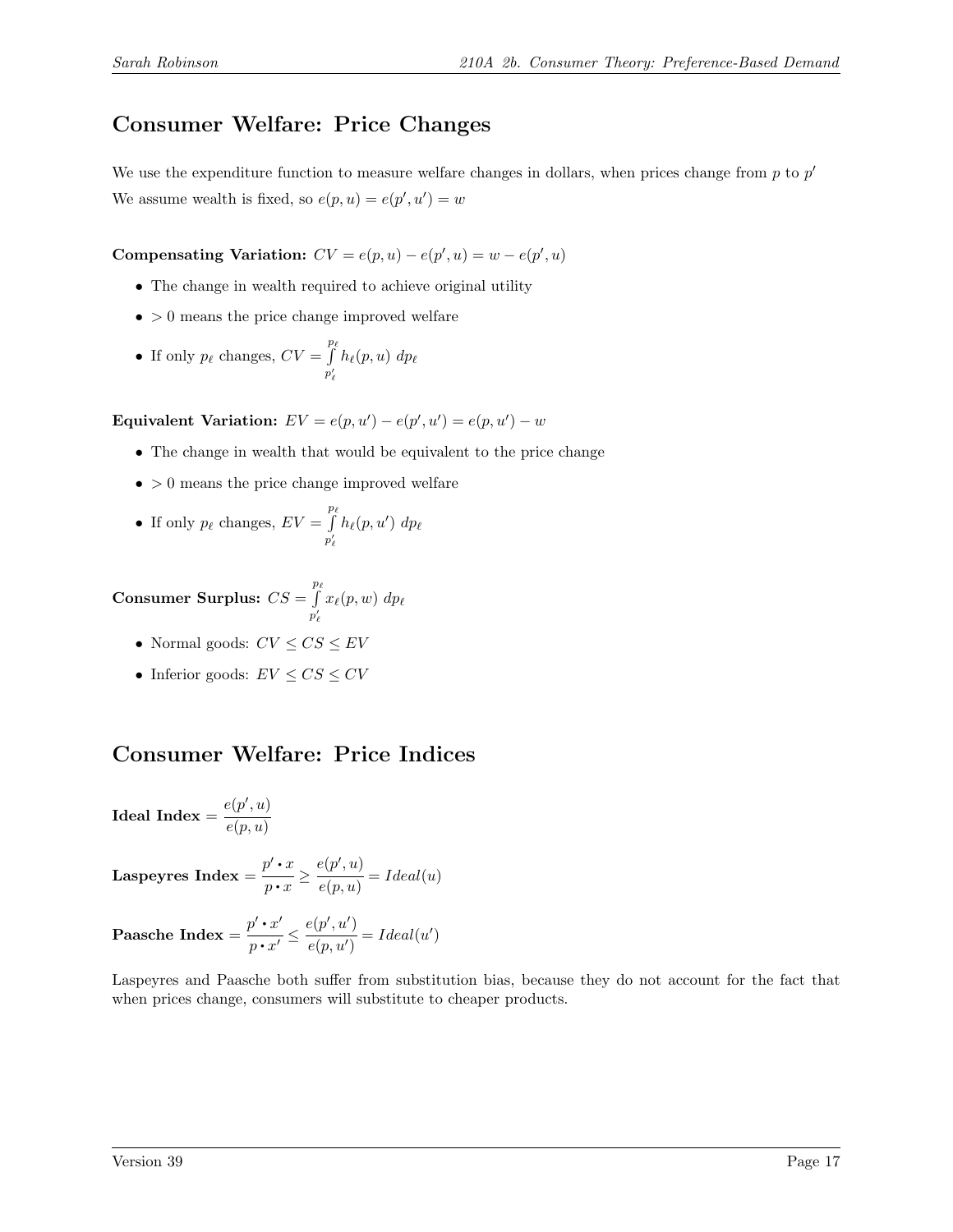## Consumer Welfare: Price Changes

We use the expenditure function to measure welfare changes in dollars, when prices change from $p$ to $p'$

We assume wealth is fixed, so $e(p,u) = e(p',u') = w$

**Compensating Variation:** $CV = e(p,u) - e(p',u) = w - e(p',u)$

- The change in wealth required to achieve original utility
- $> 0$ means the price change improved welfare
- If only $p_\ell$ changes, $CV = \int_{p'_\ell}^{p_\ell} h_\ell(p,u)\ dp_\ell$

**Equivalent Variation:** $EV = e(p,u') - e(p',u') = e(p,u') - w$

- The change in wealth that would be equivalent to the price change
- $> 0$ means the price change improved welfare
- If only $p_\ell$ changes, $EV = \int_{p'_\ell}^{p_\ell} h_\ell(p,u')\ dp_\ell$

**Consumer Surplus:** $CS = \int_{p'_\ell}^{p_\ell} x_\ell(p,w)\ dp_\ell$

- Normal goods: $CV \leq CS \leq EV$
- Inferior goods: $EV \leq CS \leq CV$

## Consumer Welfare: Price Indices

**Ideal Index** $= \dfrac{e(p',u)}{e(p,u)}$

**Laspeyres Index** $= \dfrac{p' \cdot x}{p \cdot x} \geq \dfrac{e(p',u)}{e(p,u)} = Ideal(u)$

**Paasche Index** $= \dfrac{p' \cdot x'}{p \cdot x'} \leq \dfrac{e(p',u')}{e(p,u')} = Ideal(u')$

Laspeyres and Paasche both suffer from substitution bias, because they do not account for the fact that when prices change, consumers will substitute to cheaper products.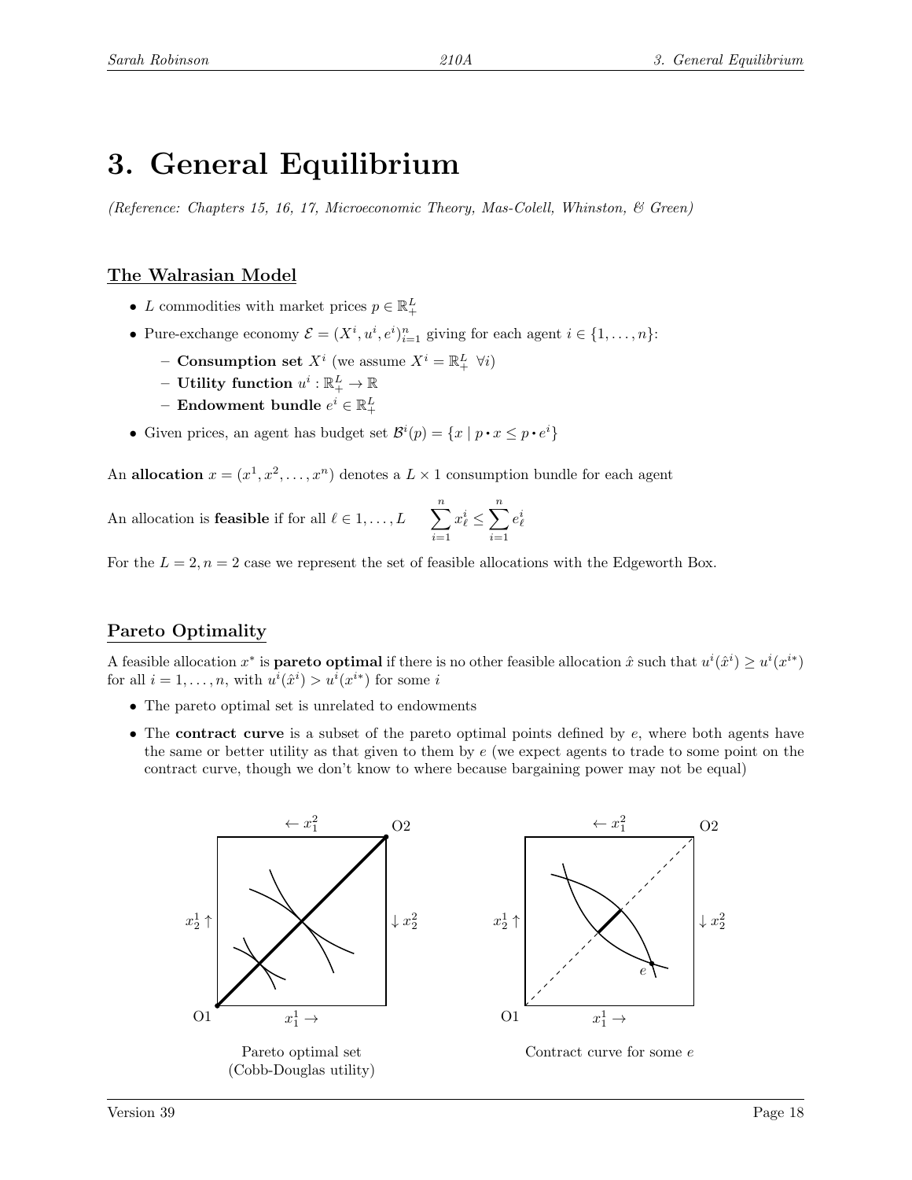# 3. General Equilibrium

*(Reference: Chapters 15, 16, 17, Microeconomic Theory, Mas-Colell, Whinston, & Green)*

## The Walrasian Model

- $L$ commodities with market prices $p \in \mathbb{R}_+^L$
- Pure-exchange economy $\mathcal{E} = (X^i, u^i, e^i)_{i=1}^n$ giving for each agent $i \in \{1, \ldots, n\}$:
  - **Consumption set** $X^i$ (we assume $X^i = \mathbb{R}_+^L \;\; \forall i$)
  - **Utility function** $u^i : \mathbb{R}_+^L \to \mathbb{R}$
  - **Endowment bundle** $e^i \in \mathbb{R}_+^L$
- Given prices, an agent has budget set $\mathcal{B}^i(p) = \{x \mid p \cdot x \le p \cdot e^i\}$

An **allocation** $x = (x^1, x^2, \ldots, x^n)$ denotes a $L \times 1$ consumption bundle for each agent

An allocation is **feasible** if for all $\ell \in 1, \ldots, L$ $\quad \displaystyle\sum_{i=1}^n x_\ell^i \le \sum_{i=1}^n e_\ell^i$

For the $L = 2, n = 2$ case we represent the set of feasible allocations with the Edgeworth Box.

## Pareto Optimality

A feasible allocation $x^*$ is **pareto optimal** if there is no other feasible allocation $\hat{x}$ such that $u^i(\hat{x}^i) \ge u^i(x^{i*})$ for all $i = 1, \ldots, n$, with $u^i(\hat{x}^i) > u^i(x^{i*})$ for some $i$

- The pareto optimal set is unrelated to endowments
- The **contract curve** is a subset of the pareto optimal points defined by $e$, where both agents have the same or better utility as that given to them by $e$ (we expect agents to trade to some point on the contract curve, though we don't know to where because bargaining power may not be equal)

Pareto optimal set (Cobb-Douglas utility)

Contract curve for some $e$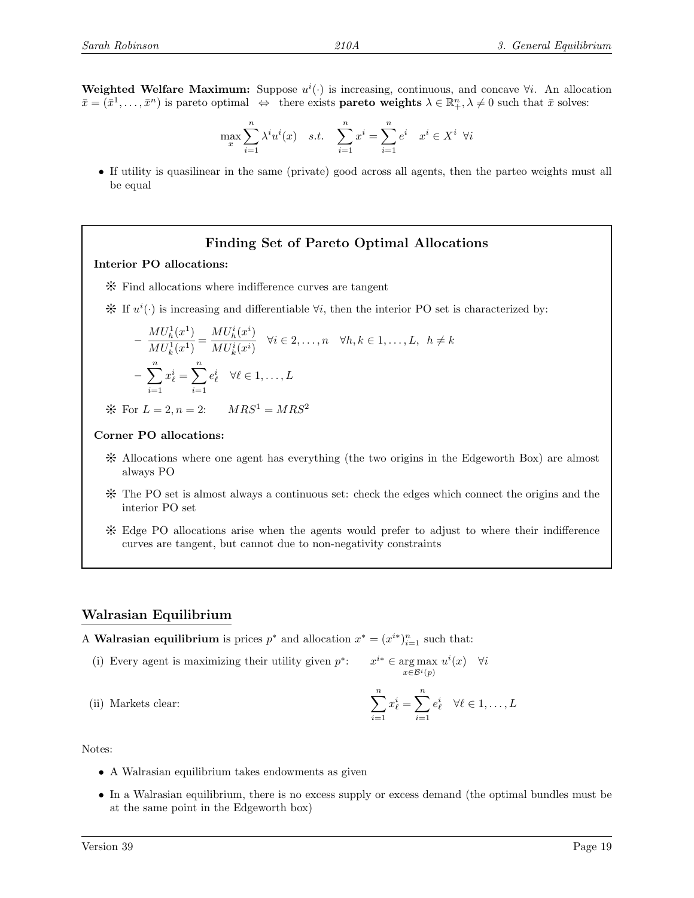**Weighted Welfare Maximum:** Suppose $u^i(\cdot)$ is increasing, continuous, and concave $\forall i$. An allocation $\bar{x} = (\bar{x}^1, \ldots, \bar{x}^n)$ is pareto optimal $\Leftrightarrow$ there exists **pareto weights** $\lambda \in \mathbb{R}^n_+, \lambda \neq 0$ such that $\bar{x}$ solves:

$$\max_x \sum_{i=1}^n \lambda^i u^i(x) \quad s.t. \quad \sum_{i=1}^n x^i = \sum_{i=1}^n e^i \quad x^i \in X^i \;\; \forall i$$

- If utility is quasilinear in the same (private) good across all agents, then the parteo weights must all be equal

### Finding Set of Pareto Optimal Allocations

**Interior PO allocations:**

- ❊ Find allocations where indifference curves are tangent
- ❊ If $u^i(\cdot)$ is increasing and differentiable $\forall i$, then the interior PO set is characterized by:
  - $\dfrac{MU^1_h(x^1)}{MU^1_k(x^1)} = \dfrac{MU^i_h(x^i)}{MU^i_k(x^i)} \quad \forall i \in 2, \ldots, n \quad \forall h, k \in 1, \ldots, L, \;\; h \neq k$
  - $\displaystyle\sum_{i=1}^n x^i_\ell = \sum_{i=1}^n e^i_\ell \quad \forall \ell \in 1, \ldots, L$
- ❊ For $L = 2, n = 2$: $\quad MRS^1 = MRS^2$

**Corner PO allocations:**

- ❊ Allocations where one agent has everything (the two origins in the Edgeworth Box) are almost always PO
- ❊ The PO set is almost always a continuous set: check the edges which connect the origins and the interior PO set
- ❊ Edge PO allocations arise when the agents would prefer to adjust to where their indifference curves are tangent, but cannot due to non-negativity constraints

## Walrasian Equilibrium

A **Walrasian equilibrium** is prices $p^*$ and allocation $x^* = (x^{i*})^n_{i=1}$ such that:

(i) Every agent is maximizing their utility given $p^*$: $\quad x^{i*} \in \underset{x \in \mathcal{B}^i(p)}{\arg\max}\; u^i(x) \quad \forall i$

(ii) Markets clear: $\quad \displaystyle\sum_{i=1}^n x^i_\ell = \sum_{i=1}^n e^i_\ell \quad \forall \ell \in 1, \ldots, L$

Notes:

- A Walrasian equilibrium takes endowments as given
- In a Walrasian equilibrium, there is no excess supply or excess demand (the optimal bundles must be at the same point in the Edgeworth box)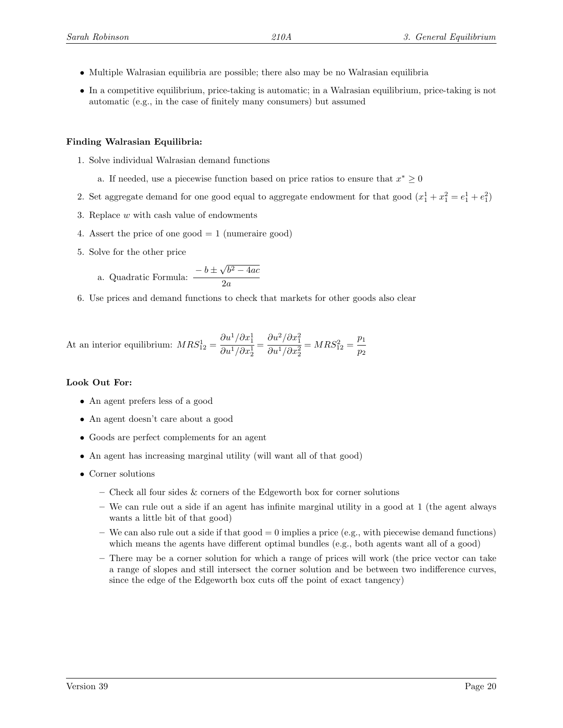- Multiple Walrasian equilibria are possible; there also may be no Walrasian equilibria
- In a competitive equilibrium, price-taking is automatic; in a Walrasian equilibrium, price-taking is not automatic (e.g., in the case of finitely many consumers) but assumed

**Finding Walrasian Equilibria:**

1. Solve individual Walrasian demand functions
   a. If needed, use a piecewise function based on price ratios to ensure that $x^* \geq 0$
2. Set aggregate demand for one good equal to aggregate endowment for that good ($x_1^1 + x_1^2 = e_1^1 + e_1^2$)
3. Replace $w$ with cash value of endowments
4. Assert the price of one good = 1 (numeraire good)
5. Solve for the other price
   a. Quadratic Formula: $\dfrac{-b \pm \sqrt{b^2 - 4ac}}{2a}$
6. Use prices and demand functions to check that markets for other goods also clear

At an interior equilibrium: $MRS_{12}^1 = \dfrac{\partial u^1 / \partial x_1^1}{\partial u^1 / \partial x_2^1} = \dfrac{\partial u^2 / \partial x_1^2}{\partial u^1 / \partial x_2^2} = MRS_{12}^2 = \dfrac{p_1}{p_2}$

**Look Out For:**

- An agent prefers less of a good
- An agent doesn't care about a good
- Goods are perfect complements for an agent
- An agent has increasing marginal utility (will want all of that good)
- Corner solutions
  - Check all four sides & corners of the Edgeworth box for corner solutions
  - We can rule out a side if an agent has infinite marginal utility in a good at 1 (the agent always wants a little bit of that good)
  - We can also rule out a side if that good = 0 implies a price (e.g., with piecewise demand functions) which means the agents have different optimal bundles (e.g., both agents want all of a good)
  - There may be a corner solution for which a range of prices will work (the price vector can take a range of slopes and still intersect the corner solution and be between two indifference curves, since the edge of the Edgeworth box cuts off the point of exact tangency)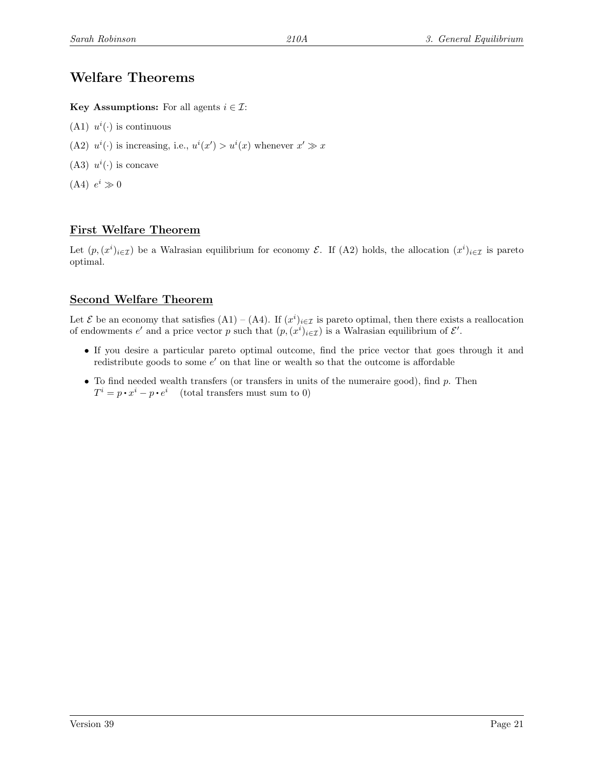# Welfare Theorems

**Key Assumptions:** For all agents $i \in \mathcal{I}$:

(A1) $u^i(\cdot)$ is continuous

(A2) $u^i(\cdot)$ is increasing, i.e., $u^i(x') > u^i(x)$ whenever $x' \gg x$

(A3) $u^i(\cdot)$ is concave

(A4) $e^i \gg 0$

## First Welfare Theorem

Let $(p, (x^i)_{i\in\mathcal{I}})$ be a Walrasian equilibrium for economy $\mathcal{E}$. If (A2) holds, the allocation $(x^i)_{i\in\mathcal{I}}$ is pareto optimal.

## Second Welfare Theorem

Let $\mathcal{E}$ be an economy that satisfies (A1) – (A4). If $(x^i)_{i\in\mathcal{I}}$ is pareto optimal, then there exists a reallocation of endowments $e'$ and a price vector $p$ such that $(p, (x^i)_{i\in\mathcal{I}})$ is a Walrasian equilibrium of $\mathcal{E}'$.

- If you desire a particular pareto optimal outcome, find the price vector that goes through it and redistribute goods to some $e'$ on that line or wealth so that the outcome is affordable
- To find needed wealth transfers (or transfers in units of the numeraire good), find $p$. Then $T^i = p \cdot x^i - p \cdot e^i$ (total transfers must sum to 0)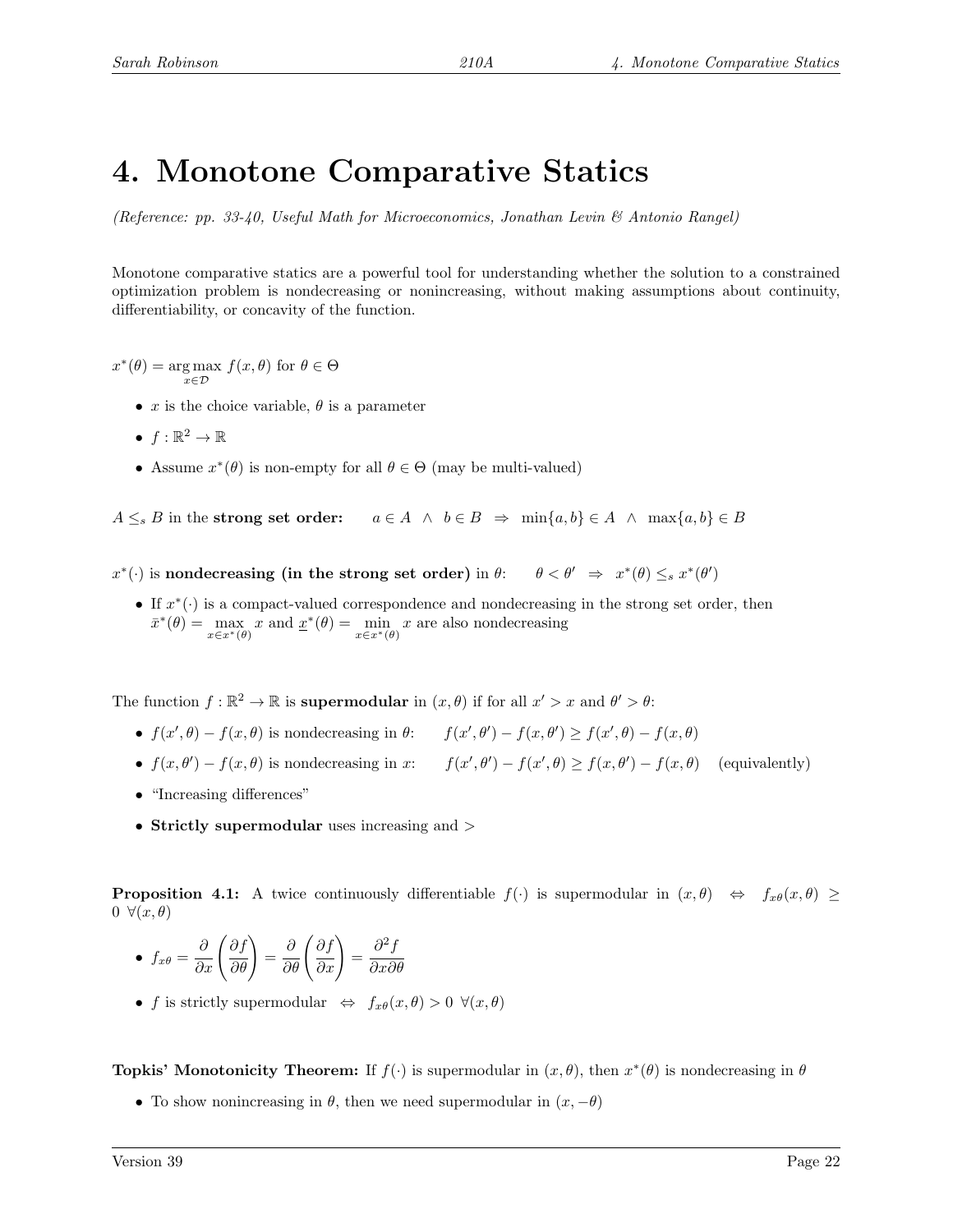# 4. Monotone Comparative Statics

*(Reference: pp. 33-40, Useful Math for Microeconomics, Jonathan Levin & Antonio Rangel)*

Monotone comparative statics are a powerful tool for understanding whether the solution to a constrained optimization problem is nondecreasing or nonincreasing, without making assumptions about continuity, differentiability, or concavity of the function.

$x^*(\theta) = \underset{x \in \mathcal{D}}{\arg\max}\ f(x, \theta)$ for $\theta \in \Theta$

- $x$ is the choice variable, $\theta$ is a parameter
- $f : \mathbb{R}^2 \to \mathbb{R}$
- Assume $x^*(\theta)$ is non-empty for all $\theta \in \Theta$ (may be multi-valued)

$A \leq_s B$ in the **strong set order:** $\quad a \in A \ \wedge \ b \in B \ \Rightarrow \ \min\{a, b\} \in A \ \wedge \ \max\{a, b\} \in B$

$x^*(\cdot)$ is **nondecreasing (in the strong set order)** in $\theta$: $\quad \theta < \theta' \ \Rightarrow \ x^*(\theta) \leq_s x^*(\theta')$

- If $x^*(\cdot)$ is a compact-valued correspondence and nondecreasing in the strong set order, then $\bar{x}^*(\theta) = \max_{x \in x^*(\theta)} x$ and $\underline{x}^*(\theta) = \min_{x \in x^*(\theta)} x$ are also nondecreasing

The function $f : \mathbb{R}^2 \to \mathbb{R}$ is **supermodular** in $(x, \theta)$ if for all $x' > x$ and $\theta' > \theta$:

- $f(x', \theta) - f(x, \theta)$ is nondecreasing in $\theta$: $\quad f(x', \theta') - f(x, \theta') \geq f(x', \theta) - f(x, \theta)$
- $f(x, \theta') - f(x, \theta)$ is nondecreasing in $x$: $\quad f(x', \theta') - f(x', \theta) \geq f(x, \theta') - f(x, \theta)$ (equivalently)
- "Increasing differences"
- **Strictly supermodular** uses increasing and $>$

**Proposition 4.1:** A twice continuously differentiable $f(\cdot)$ is supermodular in $(x, \theta)$ $\Leftrightarrow$ $f_{x\theta}(x, \theta) \geq 0 \ \forall (x, \theta)$

- $f_{x\theta} = \dfrac{\partial}{\partial x}\left(\dfrac{\partial f}{\partial \theta}\right) = \dfrac{\partial}{\partial \theta}\left(\dfrac{\partial f}{\partial x}\right) = \dfrac{\partial^2 f}{\partial x \partial \theta}$
- $f$ is strictly supermodular $\Leftrightarrow$ $f_{x\theta}(x, \theta) > 0 \ \forall (x, \theta)$

**Topkis' Monotonicity Theorem:** If $f(\cdot)$ is supermodular in $(x, \theta)$, then $x^*(\theta)$ is nondecreasing in $\theta$

- To show nonincreasing in $\theta$, then we need supermodular in $(x, -\theta)$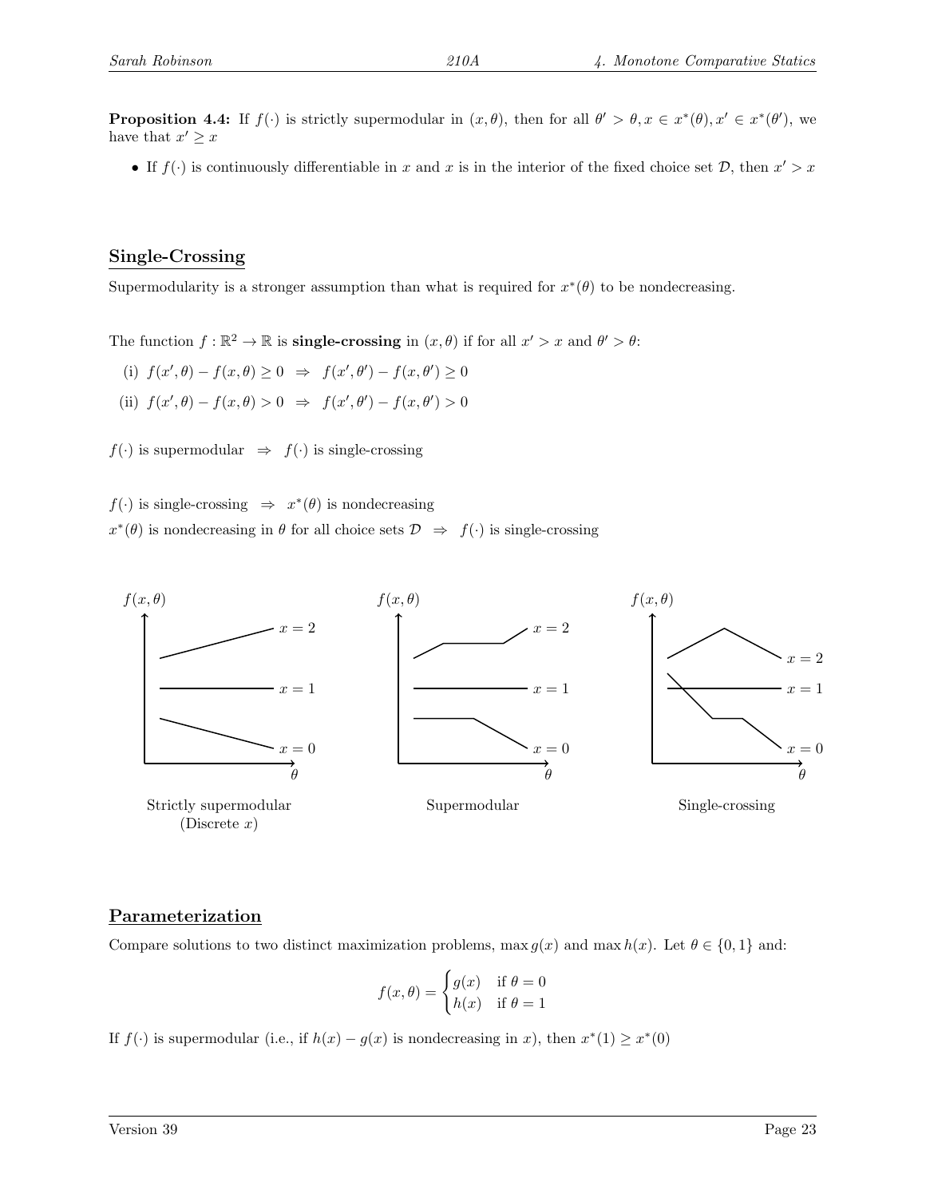**Proposition 4.4:** If $f(\cdot)$ is strictly supermodular in $(x, \theta)$, then for all $\theta' > \theta, x \in x^*(\theta), x' \in x^*(\theta')$, we have that $x' \geq x$

- If $f(\cdot)$ is continuously differentiable in $x$ and $x$ is in the interior of the fixed choice set $\mathcal{D}$, then $x' > x$

## Single-Crossing

Supermodularity is a stronger assumption than what is required for $x^*(\theta)$ to be nondecreasing.

The function $f : \mathbb{R}^2 \to \mathbb{R}$ is **single-crossing** in $(x, \theta)$ if for all $x' > x$ and $\theta' > \theta$:

(i) $f(x', \theta) - f(x, \theta) \geq 0 \;\;\Rightarrow\;\; f(x', \theta') - f(x, \theta') \geq 0$

(ii) $f(x', \theta) - f(x, \theta) > 0 \;\;\Rightarrow\;\; f(x', \theta') - f(x, \theta') > 0$

$f(\cdot)$ is supermodular $\;\;\Rightarrow\;\;$ $f(\cdot)$ is single-crossing

$f(\cdot)$ is single-crossing $\;\;\Rightarrow\;\;$ $x^*(\theta)$ is nondecreasing

$x^*(\theta)$ is nondecreasing in $\theta$ for all choice sets $\mathcal{D}$ $\;\;\Rightarrow\;\;$ $f(\cdot)$ is single-crossing

Strictly supermodular (Discrete $x$)

Supermodular

Single-crossing

## Parameterization

Compare solutions to two distinct maximization problems, $\max g(x)$ and $\max h(x)$. Let $\theta \in \{0, 1\}$ and:

$$f(x, \theta) = \begin{cases} g(x) & \text{if } \theta = 0 \\ h(x) & \text{if } \theta = 1 \end{cases}$$

If $f(\cdot)$ is supermodular (i.e., if $h(x) - g(x)$ is nondecreasing in $x$), then $x^*(1) \geq x^*(0)$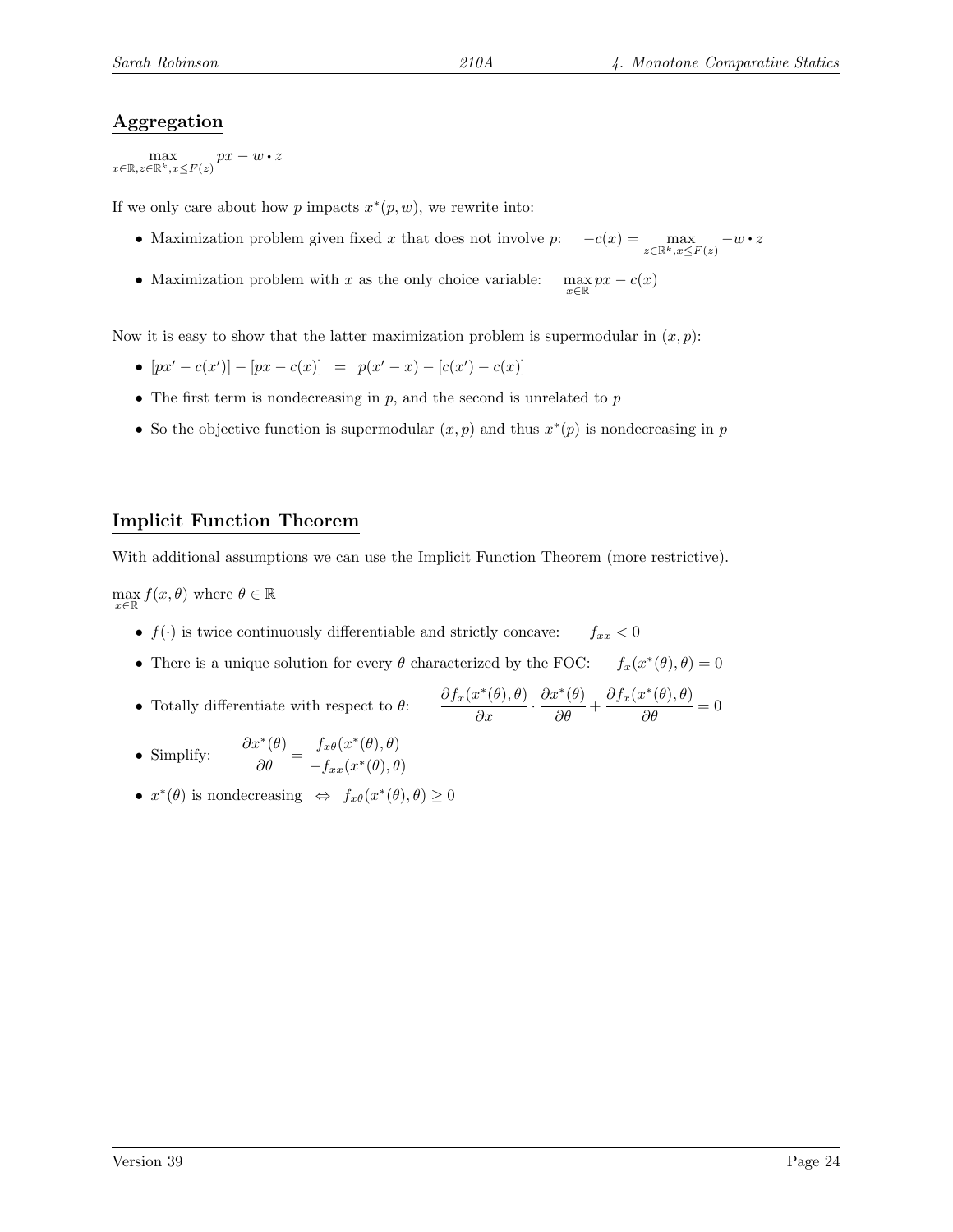## Aggregation

$$\max_{x \in \mathbb{R}, z \in \mathbb{R}^k, x \leq F(z)} px - w \cdot z$$

If we only care about how $p$ impacts $x^*(p,w)$, we rewrite into:

- Maximization problem given fixed $x$ that does not involve $p$: $\quad -c(x) = \max\limits_{z \in \mathbb{R}^k, x \leq F(z)} -w \cdot z$
- Maximization problem with $x$ as the only choice variable: $\quad \max\limits_{x \in \mathbb{R}} px - c(x)$

Now it is easy to show that the latter maximization problem is supermodular in $(x,p)$:

- $[px' - c(x')] - [px - c(x)] \;\; = \;\; p(x' - x) - [c(x') - c(x)]$
- The first term is nondecreasing in $p$, and the second is unrelated to $p$
- So the objective function is supermodular $(x,p)$ and thus $x^*(p)$ is nondecreasing in $p$

## Implicit Function Theorem

With additional assumptions we can use the Implicit Function Theorem (more restrictive).

$\max\limits_{x \in \mathbb{R}} f(x,\theta)$ where $\theta \in \mathbb{R}$

- $f(\cdot)$ is twice continuously differentiable and strictly concave: $\quad f_{xx} < 0$
- There is a unique solution for every $\theta$ characterized by the FOC: $\quad f_x(x^*(\theta),\theta) = 0$
- Totally differentiate with respect to $\theta$: $\quad \dfrac{\partial f_x(x^*(\theta),\theta)}{\partial x} \cdot \dfrac{\partial x^*(\theta)}{\partial \theta} + \dfrac{\partial f_x(x^*(\theta),\theta)}{\partial \theta} = 0$
- Simplify: $\quad \dfrac{\partial x^*(\theta)}{\partial \theta} = \dfrac{f_{x\theta}(x^*(\theta),\theta)}{-f_{xx}(x^*(\theta),\theta)}$
- $x^*(\theta)$ is nondecreasing $\;\; \Leftrightarrow \;\; f_{x\theta}(x^*(\theta),\theta) \geq 0$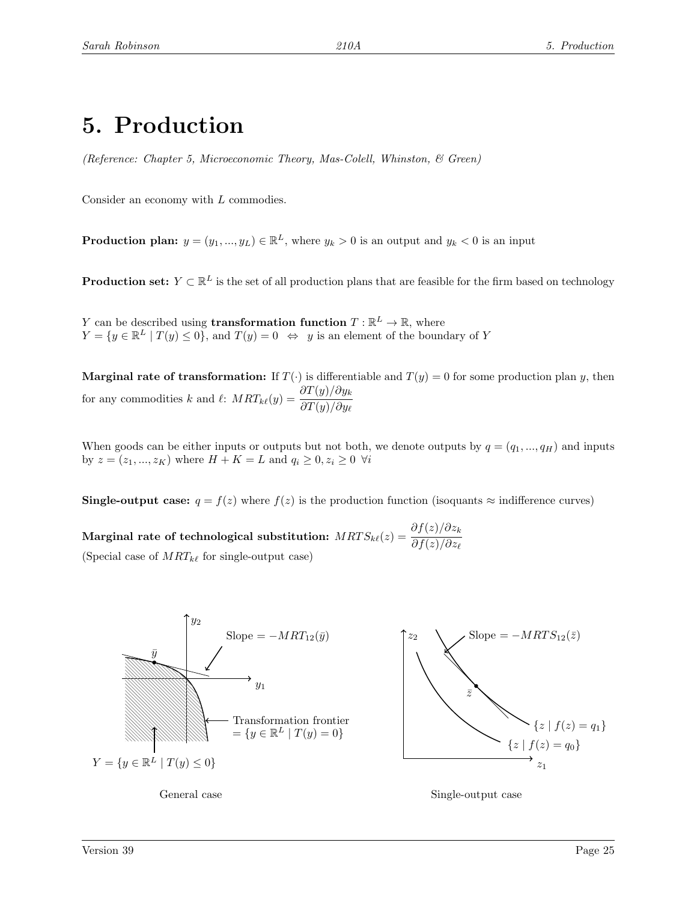# 5. Production

*(Reference: Chapter 5, Microeconomic Theory, Mas-Colell, Whinston, & Green)*

Consider an economy with $L$ commodies.

**Production plan:** $y = (y_1, ..., y_L) \in \mathbb{R}^L$, where $y_k > 0$ is an output and $y_k < 0$ is an input

**Production set:** $Y \subset \mathbb{R}^L$ is the set of all production plans that are feasible for the firm based on technology

$Y$ can be described using **transformation function** $T : \mathbb{R}^L \to \mathbb{R}$, where
$Y = \{y \in \mathbb{R}^L \mid T(y) \leq 0\}$, and $T(y) = 0 \iff y$ is an element of the boundary of $Y$

**Marginal rate of transformation:** If $T(\cdot)$ is differentiable and $T(y) = 0$ for some production plan $y$, then for any commodities $k$ and $\ell$: $MRT_{k\ell}(y) = \dfrac{\partial T(y)/\partial y_k}{\partial T(y)/\partial y_\ell}$

When goods can be either inputs or outputs but not both, we denote outputs by $q = (q_1, ..., q_H)$ and inputs by $z = (z_1, ..., z_K)$ where $H + K = L$ and $q_i \geq 0, z_i \geq 0 \ \forall i$

**Single-output case:** $q = f(z)$ where $f(z)$ is the production function (isoquants $\approx$ indifference curves)

**Marginal rate of technological substitution:** $MRTS_{k\ell}(z) = \dfrac{\partial f(z)/\partial z_k}{\partial f(z)/\partial z_\ell}$
(Special case of $MRT_{k\ell}$ for single-output case)

Slope $= -MRT_{12}(\bar{y})$

Transformation frontier $= \{y \in \mathbb{R}^L \mid T(y) = 0\}$

$Y = \{y \in \mathbb{R}^L \mid T(y) \leq 0\}$

General case

Slope $= -MRTS_{12}(\bar{z})$

$\{z \mid f(z) = q_1\}$

$\{z \mid f(z) = q_0\}$

Single-output case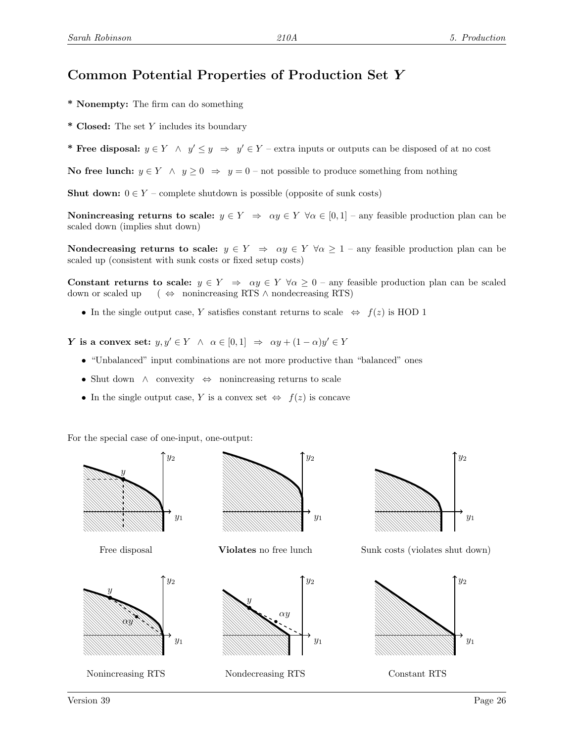## Common Potential Properties of Production Set $Y$

**\* Nonempty:** The firm can do something

**\* Closed:** The set $Y$ includes its boundary

**\* Free disposal:** $y \in Y \;\wedge\; y' \leq y \;\Rightarrow\; y' \in Y$ – extra inputs or outputs can be disposed of at no cost

**No free lunch:** $y \in Y \;\wedge\; y \geq 0 \;\Rightarrow\; y = 0$ – not possible to produce something from nothing

**Shut down:** $0 \in Y$ – complete shutdown is possible (opposite of sunk costs)

**Nonincreasing returns to scale:** $y \in Y \;\Rightarrow\; \alpha y \in Y \;\forall \alpha \in [0,1]$ – any feasible production plan can be scaled down (implies shut down)

**Nondecreasing returns to scale:** $y \in Y \;\Rightarrow\; \alpha y \in Y \;\forall \alpha \geq 1$ – any feasible production plan can be scaled up (consistent with sunk costs or fixed setup costs)

**Constant returns to scale:** $y \in Y \;\Rightarrow\; \alpha y \in Y \;\forall \alpha \geq 0$ – any feasible production plan can be scaled down or scaled up ( $\Leftrightarrow$ nonincreasing RTS $\wedge$ nondecreasing RTS)

- In the single output case, $Y$ satisfies constant returns to scale $\Leftrightarrow$ $f(z)$ is HOD 1

***$Y$* is a convex set:** $y, y' \in Y \;\wedge\; \alpha \in [0,1] \;\Rightarrow\; \alpha y + (1-\alpha)y' \in Y$

- "Unbalanced" input combinations are not more productive than "balanced" ones
- Shut down $\wedge$ convexity $\Leftrightarrow$ nonincreasing returns to scale
- In the single output case, $Y$ is a convex set $\Leftrightarrow$ $f(z)$ is concave

For the special case of one-input, one-output:

Free disposal

**Violates** no free lunch

Sunk costs (violates shut down)

Nonincreasing RTS

Nondecreasing RTS

Constant RTS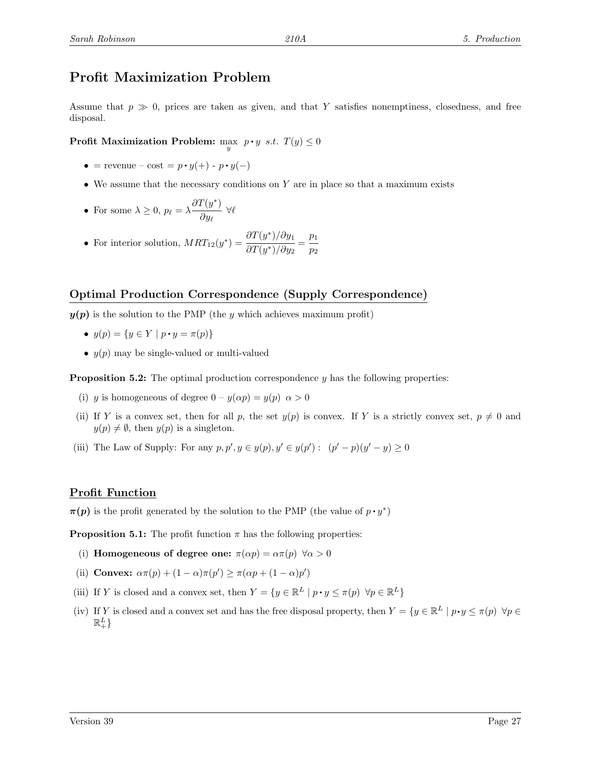# Profit Maximization Problem

Assume that $p \gg 0$, prices are taken as given, and that $Y$ satisfies nonemptiness, closedness, and free disposal.

**Profit Maximization Problem:** $\max\limits_{y} \; p \cdot y \;\; s.t. \;\; T(y) \leq 0$

- = revenue – cost = $p \cdot y(+)$ - $p \cdot y(-)$
- We assume that the necessary conditions on $Y$ are in place so that a maximum exists
- For some $\lambda \geq 0$, $p_\ell = \lambda \dfrac{\partial T(y^*)}{\partial y_\ell} \;\; \forall \ell$
- For interior solution, $MRT_{12}(y^*) = \dfrac{\partial T(y^*)/\partial y_1}{\partial T(y^*)/\partial y_2} = \dfrac{p_1}{p_2}$

## Optimal Production Correspondence (Supply Correspondence)

***y(p)*** is the solution to the PMP (the $y$ which achieves maximum profit)

- $y(p) = \{y \in Y \mid p \cdot y = \pi(p)\}$
- $y(p)$ may be single-valued or multi-valued

**Proposition 5.2:** The optimal production correspondence $y$ has the following properties:

(i) $y$ is homogeneous of degree 0 – $y(\alpha p) = y(p) \;\; \alpha > 0$

(ii) If $Y$ is a convex set, then for all $p$, the set $y(p)$ is convex. If $Y$ is a strictly convex set, $p \neq 0$ and $y(p) \neq \emptyset$, then $y(p)$ is a singleton.

(iii) The Law of Supply: For any $p, p', y \in y(p), y' \in y(p')$ : $\;(p' - p)(y' - y) \geq 0$

## Profit Function

$\boldsymbol{\pi(p)}$ is the profit generated by the solution to the PMP (the value of $p \cdot y^*$)

**Proposition 5.1:** The profit function $\pi$ has the following properties:

(i) **Homogeneous of degree one:** $\pi(\alpha p) = \alpha \pi(p) \;\; \forall \alpha > 0$

(ii) **Convex:** $\alpha \pi(p) + (1 - \alpha)\pi(p') \geq \pi(\alpha p + (1 - \alpha)p')$

(iii) If $Y$ is closed and a convex set, then $Y = \{y \in \mathbb{R}^L \mid p \cdot y \leq \pi(p) \;\; \forall p \in \mathbb{R}^L\}$

(iv) If $Y$ is closed and a convex set and has the free disposal property, then $Y = \{y \in \mathbb{R}^L \mid p \cdot y \leq \pi(p) \;\; \forall p \in \mathbb{R}^L_+\}$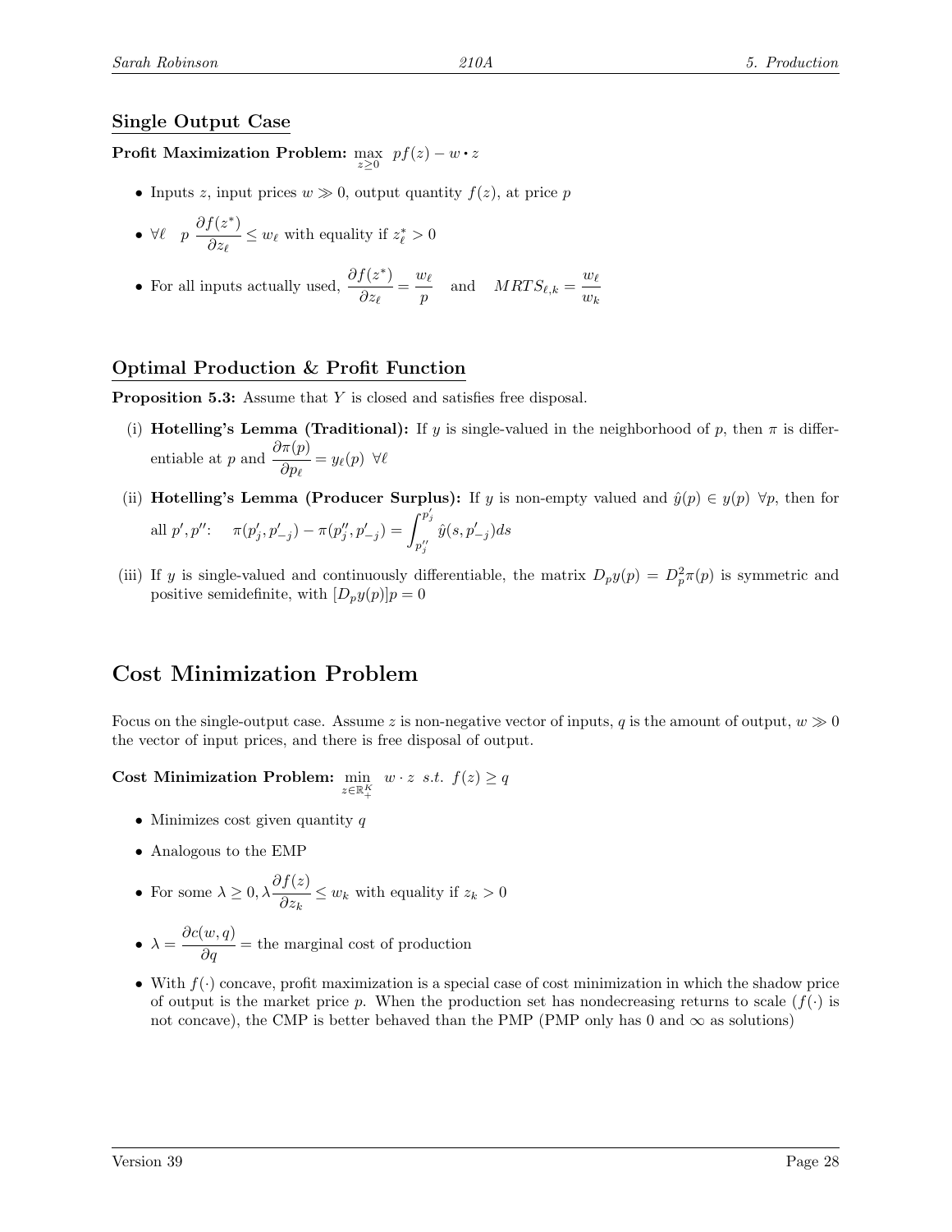## Single Output Case

**Profit Maximization Problem:** $\max_{z \geq 0} \; pf(z) - w \cdot z$

- Inputs $z$, input prices $w \gg 0$, output quantity $f(z)$, at price $p$
- $\forall \ell \quad p \dfrac{\partial f(z^*)}{\partial z_\ell} \leq w_\ell$ with equality if $z^*_\ell > 0$
- For all inputs actually used, $\dfrac{\partial f(z^*)}{\partial z_\ell} = \dfrac{w_\ell}{p}$ and $MRTS_{\ell,k} = \dfrac{w_\ell}{w_k}$

## Optimal Production & Profit Function

**Proposition 5.3:** Assume that $Y$ is closed and satisfies free disposal.

(i) **Hotelling's Lemma (Traditional):** If $y$ is single-valued in the neighborhood of $p$, then $\pi$ is differentiable at $p$ and $\dfrac{\partial \pi(p)}{\partial p_\ell} = y_\ell(p) \;\; \forall \ell$

(ii) **Hotelling's Lemma (Producer Surplus):** If $y$ is non-empty valued and $\hat{y}(p) \in y(p) \;\; \forall p$, then for all $p', p''$: $\quad \pi(p'_j, p'_{-j}) - \pi(p''_j, p'_{-j}) = \displaystyle\int_{p''_j}^{p'_j} \hat{y}(s, p'_{-j}) ds$

(iii) If $y$ is single-valued and continuously differentiable, the matrix $D_p y(p) = D^2_p \pi(p)$ is symmetric and positive semidefinite, with $[D_p y(p)]p = 0$

# Cost Minimization Problem

Focus on the single-output case. Assume $z$ is non-negative vector of inputs, $q$ is the amount of output, $w \gg 0$ the vector of input prices, and there is free disposal of output.

**Cost Minimization Problem:** $\min_{z \in \mathbb{R}^K_+} \; w \cdot z \;\; s.t. \;\; f(z) \geq q$

- Minimizes cost given quantity $q$
- Analogous to the EMP
- For some $\lambda \geq 0, \lambda \dfrac{\partial f(z)}{\partial z_k} \leq w_k$ with equality if $z_k > 0$
- $\lambda = \dfrac{\partial c(w,q)}{\partial q}$ = the marginal cost of production
- With $f(\cdot)$ concave, profit maximization is a special case of cost minimization in which the shadow price of output is the market price $p$. When the production set has nondecreasing returns to scale ($f(\cdot)$ is not concave), the CMP is better behaved than the PMP (PMP only has 0 and $\infty$ as solutions)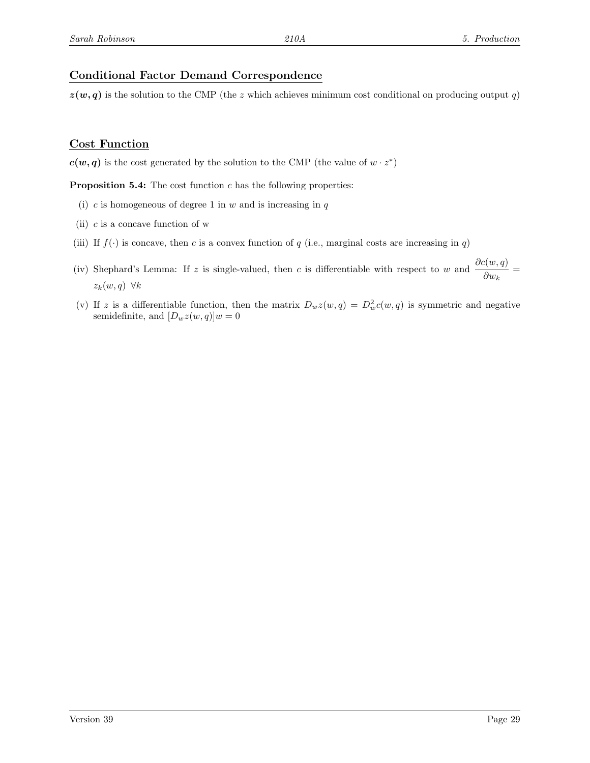## Conditional Factor Demand Correspondence

$\boldsymbol{z(w,q)}$ is the solution to the CMP (the $z$ which achieves minimum cost conditional on producing output $q$)

## Cost Function

$\boldsymbol{c(w,q)}$ is the cost generated by the solution to the CMP (the value of $w \cdot z^*$)

**Proposition 5.4:** The cost function $c$ has the following properties:

(i) $c$ is homogeneous of degree 1 in $w$ and is increasing in $q$

(ii) $c$ is a concave function of w

(iii) If $f(\cdot)$ is concave, then $c$ is a convex function of $q$ (i.e., marginal costs are increasing in $q$)

(iv) Shephard's Lemma: If $z$ is single-valued, then $c$ is differentiable with respect to $w$ and $\dfrac{\partial c(w,q)}{\partial w_k} = z_k(w,q) \ \forall k$

(v) If $z$ is a differentiable function, then the matrix $D_w z(w,q) = D_w^2 c(w,q)$ is symmetric and negative semidefinite, and $[D_w z(w,q)]w = 0$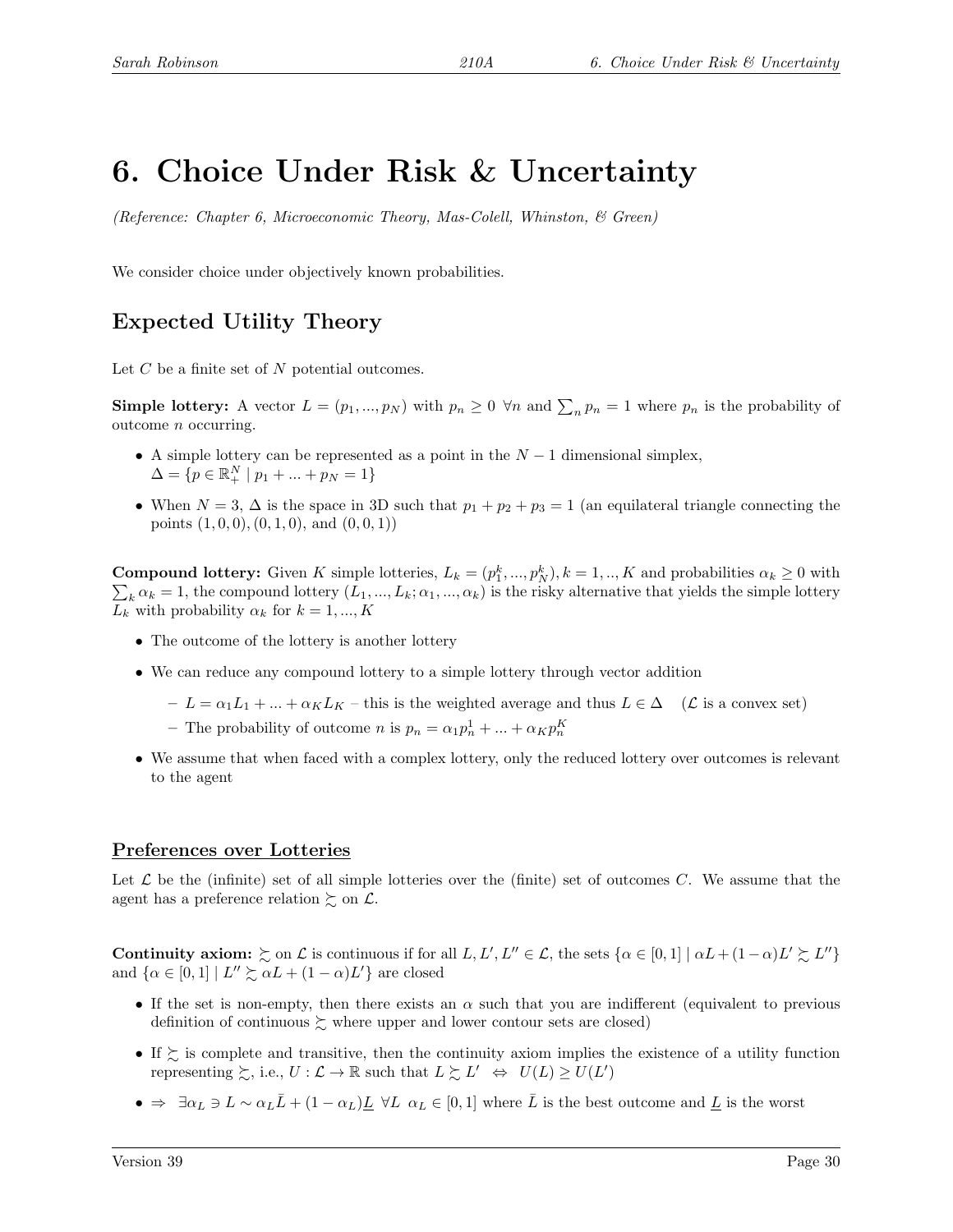# 6. Choice Under Risk & Uncertainty

*(Reference: Chapter 6, Microeconomic Theory, Mas-Colell, Whinston, & Green)*

We consider choice under objectively known probabilities.

## Expected Utility Theory

Let $C$ be a finite set of $N$ potential outcomes.

**Simple lottery:** A vector $L = (p_1, ..., p_N)$ with $p_n \geq 0 \ \forall n$ and $\sum_n p_n = 1$ where $p_n$ is the probability of outcome $n$ occurring.

- A simple lottery can be represented as a point in the $N-1$ dimensional simplex, $\Delta = \{p \in \mathbb{R}^N_+ \mid p_1 + ... + p_N = 1\}$
- When $N = 3$, $\Delta$ is the space in 3D such that $p_1 + p_2 + p_3 = 1$ (an equilateral triangle connecting the points $(1,0,0)$, $(0,1,0)$, and $(0,0,1)$)

**Compound lottery:** Given $K$ simple lotteries, $L_k = (p_1^k, ..., p_N^k), k = 1, .., K$ and probabilities $\alpha_k \geq 0$ with $\sum_k \alpha_k = 1$, the compound lottery $(L_1, ..., L_k; \alpha_1, ..., \alpha_k)$ is the risky alternative that yields the simple lottery $L_k$ with probability $\alpha_k$ for $k = 1, ..., K$

- The outcome of the lottery is another lottery
- We can reduce any compound lottery to a simple lottery through vector addition
  - $L = \alpha_1 L_1 + ... + \alpha_K L_K$ – this is the weighted average and thus $L \in \Delta$ ($\mathcal{L}$ is a convex set)
  - The probability of outcome $n$ is $p_n = \alpha_1 p_n^1 + ... + \alpha_K p_n^K$
- We assume that when faced with a complex lottery, only the reduced lottery over outcomes is relevant to the agent

### Preferences over Lotteries

Let $\mathcal{L}$ be the (infinite) set of all simple lotteries over the (finite) set of outcomes $C$. We assume that the agent has a preference relation $\succsim$ on $\mathcal{L}$.

**Continuity axiom:** $\succsim$ on $\mathcal{L}$ is continuous if for all $L, L', L'' \in \mathcal{L}$, the sets $\{\alpha \in [0,1] \mid \alpha L + (1-\alpha)L' \succsim L''\}$ and $\{\alpha \in [0,1] \mid L'' \succsim \alpha L + (1-\alpha)L'\}$ are closed

- If the set is non-empty, then there exists an $\alpha$ such that you are indifferent (equivalent to previous definition of continuous $\succsim$ where upper and lower contour sets are closed)
- If $\succsim$ is complete and transitive, then the continuity axiom implies the existence of a utility function representing $\succsim$, i.e., $U : \mathcal{L} \to \mathbb{R}$ such that $L \succsim L' \iff U(L) \geq U(L')$
- $\Rightarrow \ \exists \alpha_L \ni L \sim \alpha_L \bar{L} + (1-\alpha_L)\underline{L} \ \forall L \ \ \alpha_L \in [0,1]$ where $\bar{L}$ is the best outcome and $\underline{L}$ is the worst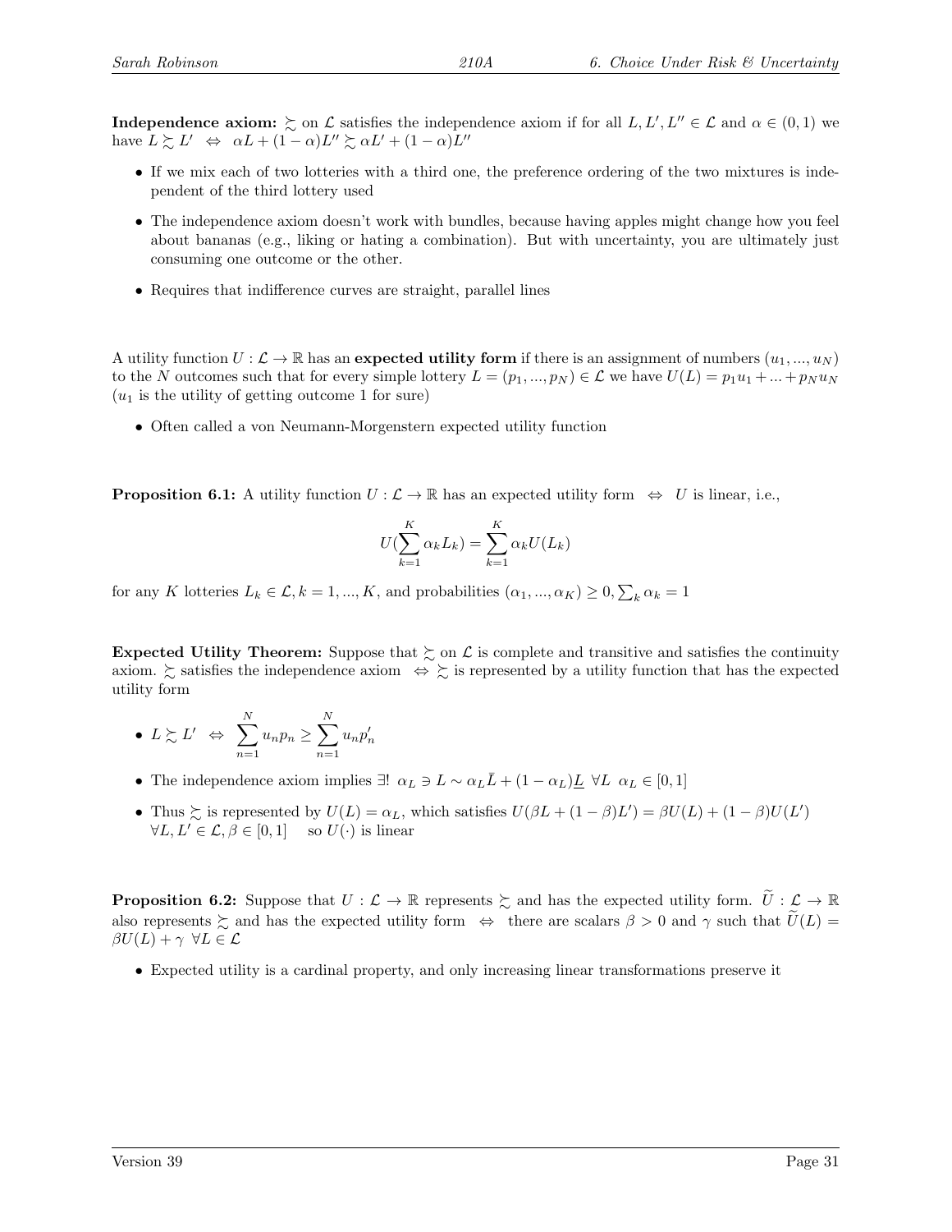**Independence axiom:** $\succsim$ on $\mathcal{L}$ satisfies the independence axiom if for all $L, L', L'' \in \mathcal{L}$ and $\alpha \in (0,1)$ we have $L \succsim L' \;\Leftrightarrow\; \alpha L + (1-\alpha)L'' \succsim \alpha L' + (1-\alpha)L''$

- If we mix each of two lotteries with a third one, the preference ordering of the two mixtures is independent of the third lottery used
- The independence axiom doesn't work with bundles, because having apples might change how you feel about bananas (e.g., liking or hating a combination). But with uncertainty, you are ultimately just consuming one outcome or the other.
- Requires that indifference curves are straight, parallel lines

A utility function $U : \mathcal{L} \to \mathbb{R}$ has an **expected utility form** if there is an assignment of numbers $(u_1, ..., u_N)$ to the $N$ outcomes such that for every simple lottery $L = (p_1, ..., p_N) \in \mathcal{L}$ we have $U(L) = p_1 u_1 + ... + p_N u_N$ ($u_1$ is the utility of getting outcome 1 for sure)

- Often called a von Neumann-Morgenstern expected utility function

**Proposition 6.1:** A utility function $U : \mathcal{L} \to \mathbb{R}$ has an expected utility form $\;\Leftrightarrow\;$ $U$ is linear, i.e.,

$$U(\sum_{k=1}^{K} \alpha_k L_k) = \sum_{k=1}^{K} \alpha_k U(L_k)$$

for any $K$ lotteries $L_k \in \mathcal{L}, k = 1, ..., K$, and probabilities $(\alpha_1, ..., \alpha_K) \geq 0, \sum_k \alpha_k = 1$

**Expected Utility Theorem:** Suppose that $\succsim$ on $\mathcal{L}$ is complete and transitive and satisfies the continuity axiom. $\succsim$ satisfies the independence axiom $\;\Leftrightarrow \succsim$ is represented by a utility function that has the expected utility form

- $L \succsim L' \;\Leftrightarrow\; \sum_{n=1}^{N} u_n p_n \geq \sum_{n=1}^{N} u_n p'_n$
- The independence axiom implies $\exists! \;\alpha_L \ni L \sim \alpha_L \bar{L} + (1-\alpha_L)\underline{L} \;\; \forall L \;\; \alpha_L \in [0,1]$
- Thus $\succsim$ is represented by $U(L) = \alpha_L$, which satisfies $U(\beta L + (1-\beta)L') = \beta U(L) + (1-\beta)U(L')$ $\forall L, L' \in \mathcal{L}, \beta \in [0,1]$ so $U(\cdot)$ is linear

**Proposition 6.2:** Suppose that $U : \mathcal{L} \to \mathbb{R}$ represents $\succsim$ and has the expected utility form. $\widetilde{U} : \mathcal{L} \to \mathbb{R}$ also represents $\succsim$ and has the expected utility form $\;\Leftrightarrow\;$ there are scalars $\beta > 0$ and $\gamma$ such that $\widetilde{U}(L) = \beta U(L) + \gamma \;\; \forall L \in \mathcal{L}$

- Expected utility is a cardinal property, and only increasing linear transformations preserve it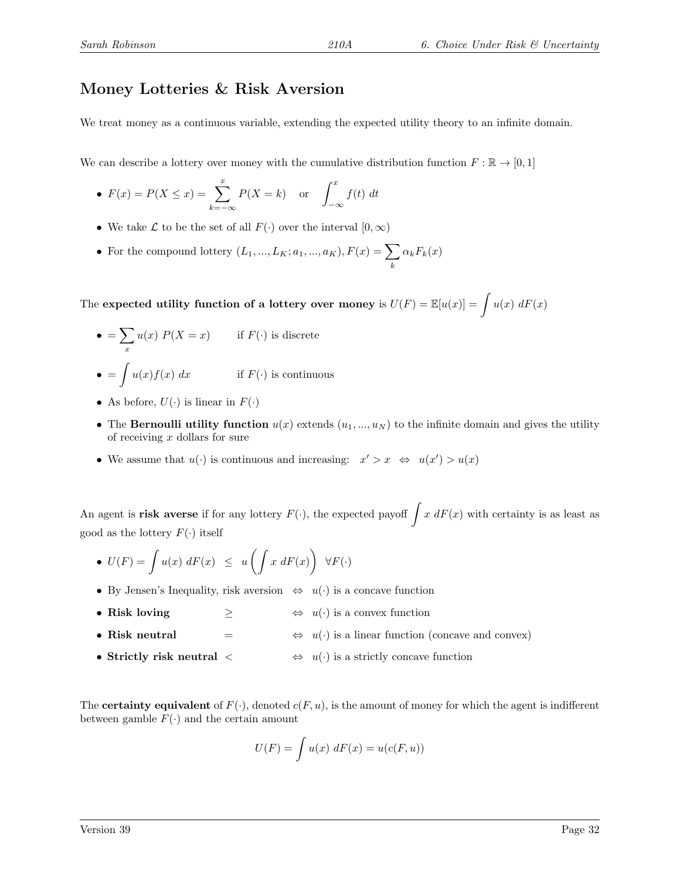## Money Lotteries & Risk Aversion

We treat money as a continuous variable, extending the expected utility theory to an infinite domain.

We can describe a lottery over money with the cumulative distribution function $F : \mathbb{R} \to [0, 1]$

- $F(x) = P(X \leq x) = \sum_{k=-\infty}^{x} P(X = k)$ or $\int_{-\infty}^{x} f(t)\ dt$
- We take $\mathcal{L}$ to be the set of all $F(\cdot)$ over the interval $[0, \infty)$
- For the compound lottery $(L_1, ..., L_K; a_1, ..., a_K)$, $F(x) = \sum_k \alpha_k F_k(x)$

The **expected utility function of a lottery over money** is $U(F) = \mathbb{E}[u(x)] = \int u(x)\ dF(x)$

- $= \sum_x u(x)\ P(X = x)$ if $F(\cdot)$ is discrete
- $= \int u(x) f(x)\ dx$ if $F(\cdot)$ is continuous
- As before, $U(\cdot)$ is linear in $F(\cdot)$
- The **Bernoulli utility function** $u(x)$ extends $(u_1, ..., u_N)$ to the infinite domain and gives the utility of receiving $x$ dollars for sure
- We assume that $u(\cdot)$ is continuous and increasing: $x' > x \iff u(x') > u(x)$

An agent is **risk averse** if for any lottery $F(\cdot)$, the expected payoff $\int x\ dF(x)$ with certainty is as least as good as the lottery $F(\cdot)$ itself

- $U(F) = \int u(x)\ dF(x) \leq u\left(\int x\ dF(x)\right)\ \ \forall F(\cdot)$
- By Jensen's Inequality, risk aversion $\iff$ $u(\cdot)$ is a concave function
- **Risk loving** $\geq$ $\iff$ $u(\cdot)$ is a convex function
- **Risk neutral** $=$ $\iff$ $u(\cdot)$ is a linear function (concave and convex)
- **Strictly risk neutral** $<$ $\iff$ $u(\cdot)$ is a strictly concave function

The **certainty equivalent** of $F(\cdot)$, denoted $c(F, u)$, is the amount of money for which the agent is indifferent between gamble $F(\cdot)$ and the certain amount

$$U(F) = \int u(x)\ dF(x) = u(c(F, u))$$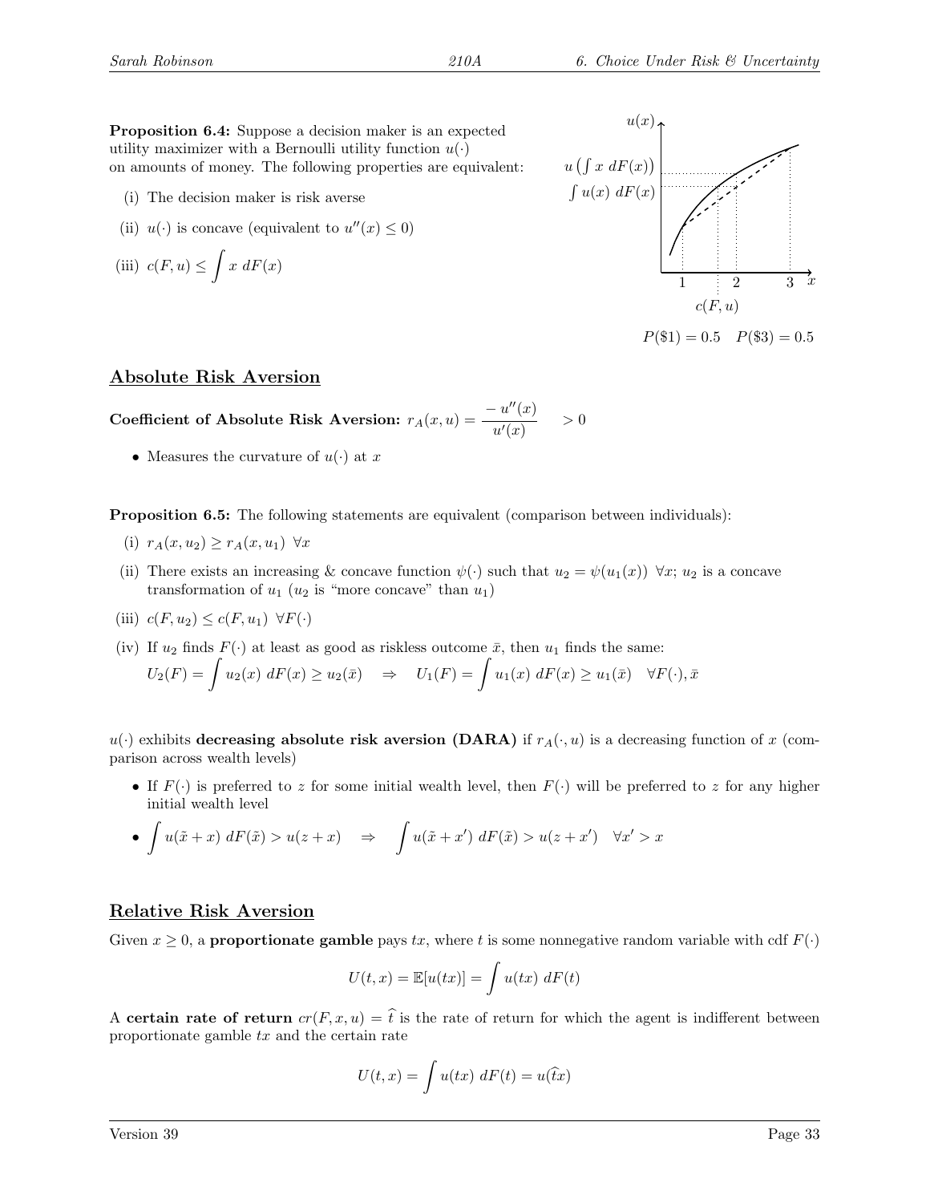**Proposition 6.4:** Suppose a decision maker is an expected utility maximizer with a Bernoulli utility function $u(\cdot)$ on amounts of money. The following properties are equivalent:

(i) The decision maker is risk averse

(ii) $u(\cdot)$ is concave (equivalent to $u''(x) \leq 0$)

(iii) $c(F,u) \leq \int x \; dF(x)$

$P(\$1) = 0.5 \quad P(\$3) = 0.5$

## Absolute Risk Aversion

**Coefficient of Absolute Risk Aversion:** $r_A(x,u) = \dfrac{-\,u''(x)}{u'(x)} \quad > 0$

- Measures the curvature of $u(\cdot)$ at $x$

**Proposition 6.5:** The following statements are equivalent (comparison between individuals):

(i) $r_A(x,u_2) \geq r_A(x,u_1) \;\; \forall x$

(ii) There exists an increasing & concave function $\psi(\cdot)$ such that $u_2 = \psi(u_1(x)) \;\; \forall x$; $u_2$ is a concave transformation of $u_1$ ($u_2$ is "more concave" than $u_1$)

(iii) $c(F,u_2) \leq c(F,u_1) \;\; \forall F(\cdot)$

(iv) If $u_2$ finds $F(\cdot)$ at least as good as riskless outcome $\bar{x}$, then $u_1$ finds the same:
$U_2(F) = \int u_2(x)\; dF(x) \geq u_2(\bar{x}) \quad \Rightarrow \quad U_1(F) = \int u_1(x)\; dF(x) \geq u_1(\bar{x}) \quad \forall F(\cdot), \bar{x}$

$u(\cdot)$ exhibits **decreasing absolute risk aversion (DARA)** if $r_A(\cdot,u)$ is a decreasing function of $x$ (comparison across wealth levels)

- If $F(\cdot)$ is preferred to $z$ for some initial wealth level, then $F(\cdot)$ will be preferred to $z$ for any higher initial wealth level
- $\int u(\tilde{x}+x)\; dF(\tilde{x}) > u(z+x) \quad \Rightarrow \quad \int u(\tilde{x}+x')\; dF(\tilde{x}) > u(z+x') \quad \forall x' > x$

## Relative Risk Aversion

Given $x \geq 0$, a **proportionate gamble** pays $tx$, where $t$ is some nonnegative random variable with cdf $F(\cdot)$

$$U(t,x) = \mathbb{E}[u(tx)] = \int u(tx)\; dF(t)$$

A **certain rate of return** $cr(F,x,u) = \widehat{t}$ is the rate of return for which the agent is indifferent between proportionate gamble $tx$ and the certain rate

$$U(t,x) = \int u(tx)\; dF(t) = u(\widehat{t}x)$$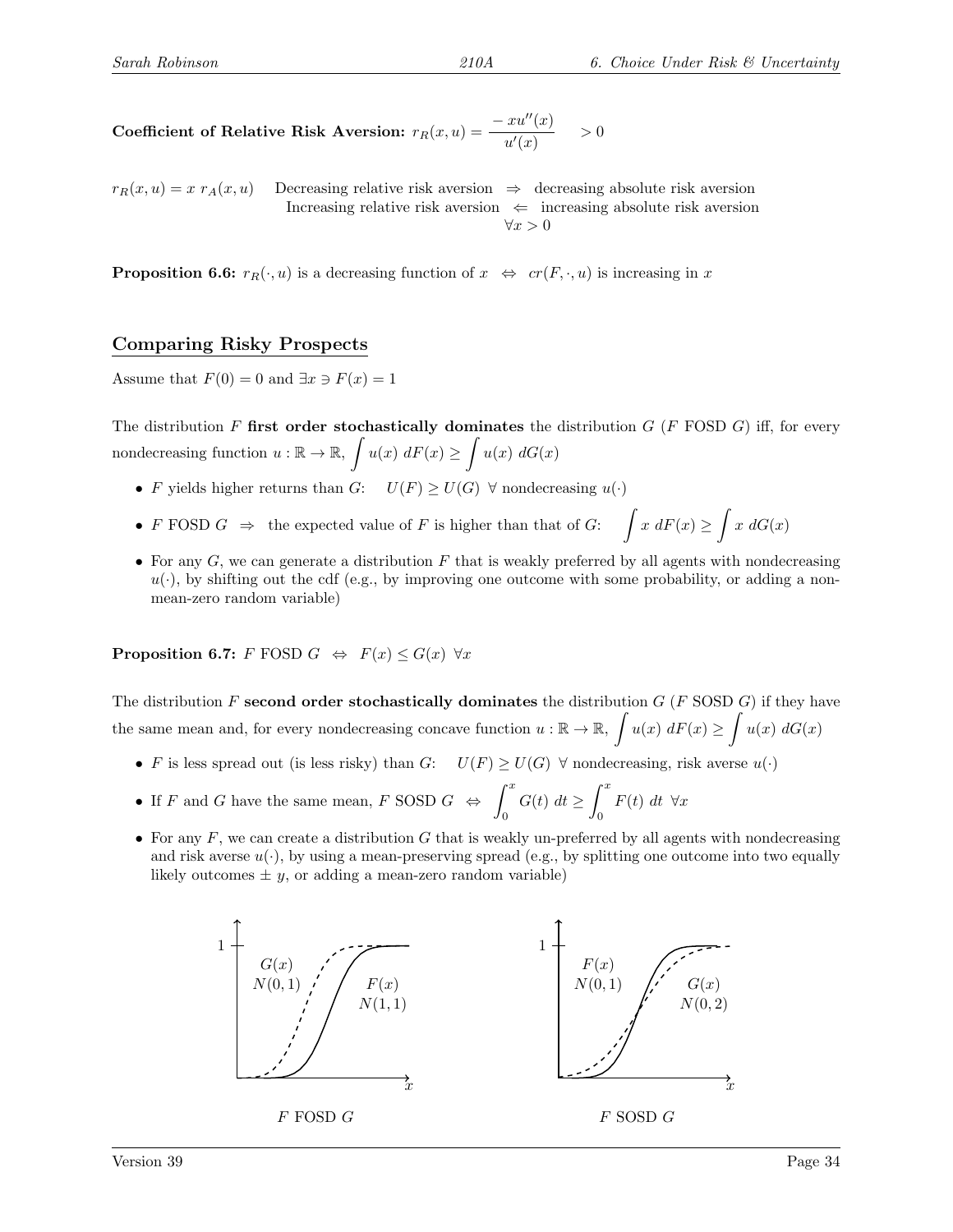**Coefficient of Relative Risk Aversion:** $r_R(x, u) = \dfrac{-\,xu''(x)}{u'(x)} \quad > 0$

$r_R(x, u) = x\ r_A(x, u)$ Decreasing relative risk aversion $\Rightarrow$ decreasing absolute risk aversion
Increasing relative risk aversion $\Leftarrow$ increasing absolute risk aversion
$\forall x > 0$

**Proposition 6.6:** $r_R(\cdot, u)$ is a decreasing function of $x \;\Leftrightarrow\; cr(F, \cdot, u)$ is increasing in $x$

## Comparing Risky Prospects

Assume that $F(0) = 0$ and $\exists x \ni F(x) = 1$

The distribution $F$ **first order stochastically dominates** the distribution $G$ ($F$ FOSD $G$) iff, for every nondecreasing function $u : \mathbb{R} \to \mathbb{R}$, $\int u(x)\ dF(x) \geq \int u(x)\ dG(x)$

- $F$ yields higher returns than $G$: $U(F) \geq U(G)\ \forall$ nondecreasing $u(\cdot)$
- $F$ FOSD $G \;\Rightarrow\;$ the expected value of $F$ is higher than that of $G$: $\int x\ dF(x) \geq \int x\ dG(x)$
- For any $G$, we can generate a distribution $F$ that is weakly preferred by all agents with nondecreasing $u(\cdot)$, by shifting out the cdf (e.g., by improving one outcome with some probability, or adding a non-mean-zero random variable)

**Proposition 6.7:** $F$ FOSD $G \;\Leftrightarrow\; F(x) \leq G(x)\ \forall x$

The distribution $F$ **second order stochastically dominates** the distribution $G$ ($F$ SOSD $G$) if they have the same mean and, for every nondecreasing concave function $u : \mathbb{R} \to \mathbb{R}$, $\int u(x)\ dF(x) \geq \int u(x)\ dG(x)$

- $F$ is less spread out (is less risky) than $G$: $U(F) \geq U(G)\ \forall$ nondecreasing, risk averse $u(\cdot)$
- If $F$ and $G$ have the same mean, $F$ SOSD $G \;\Leftrightarrow\; \int_0^x G(t)\ dt \geq \int_0^x F(t)\ dt\ \ \forall x$
- For any $F$, we can create a distribution $G$ that is weakly un-preferred by all agents with nondecreasing and risk averse $u(\cdot)$, by using a mean-preserving spread (e.g., by splitting one outcome into two equally likely outcomes $\pm\ y$, or adding a mean-zero random variable)

$G(x)$: $N(0,1)$; $F(x)$: $N(1,1)$

$F$ FOSD $G$

$F(x)$: $N(0,1)$; $G(x)$: $N(0,2)$

$F$ SOSD $G$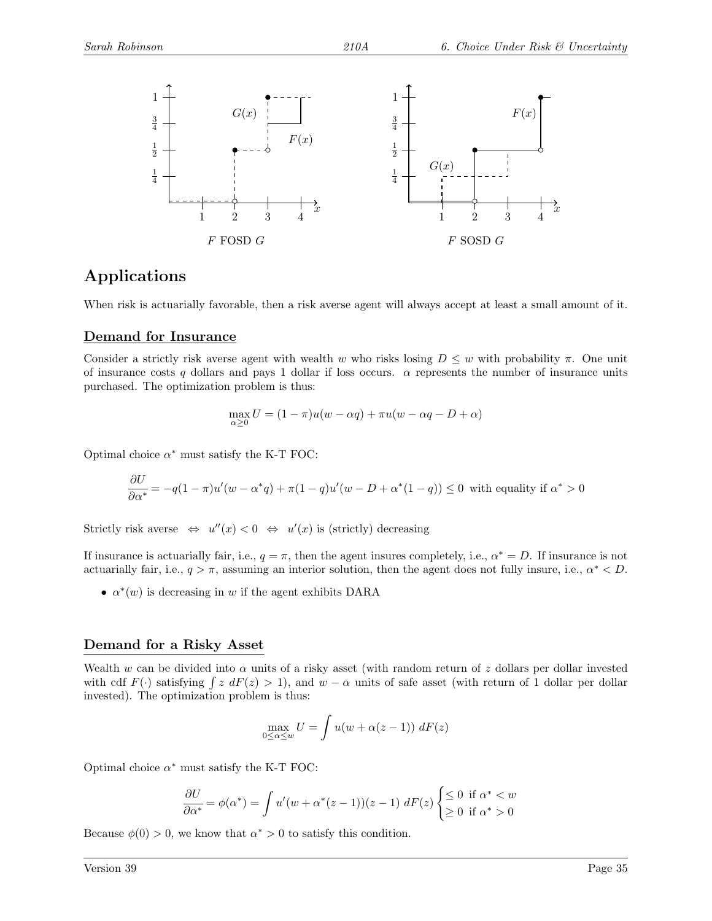F FOSD G

F SOSD G

## Applications

When risk is actuarially favorable, then a risk averse agent will always accept at least a small amount of it.

### Demand for Insurance

Consider a strictly risk averse agent with wealth $w$ who risks losing $D \leq w$ with probability $\pi$. One unit of insurance costs $q$ dollars and pays 1 dollar if loss occurs. $\alpha$ represents the number of insurance units purchased. The optimization problem is thus:

$$\max_{\alpha \geq 0} U = (1-\pi)u(w - \alpha q) + \pi u(w - \alpha q - D + \alpha)$$

Optimal choice $\alpha^*$ must satisfy the K-T FOC:

$$\frac{\partial U}{\partial \alpha^*} = -q(1-\pi)u'(w - \alpha^* q) + \pi(1-q)u'(w - D + \alpha^*(1-q)) \leq 0 \text{ with equality if } \alpha^* > 0$$

Strictly risk averse $\Leftrightarrow$ $u''(x) < 0$ $\Leftrightarrow$ $u'(x)$ is (strictly) decreasing

If insurance is actuarially fair, i.e., $q = \pi$, then the agent insures completely, i.e., $\alpha^* = D$. If insurance is not actuarially fair, i.e., $q > \pi$, assuming an interior solution, then the agent does not fully insure, i.e., $\alpha^* < D$.

- $\alpha^*(w)$ is decreasing in $w$ if the agent exhibits DARA

### Demand for a Risky Asset

Wealth $w$ can be divided into $\alpha$ units of a risky asset (with random return of $z$ dollars per dollar invested with cdf $F(\cdot)$ satisfying $\int z \; dF(z) > 1$), and $w - \alpha$ units of safe asset (with return of 1 dollar per dollar invested). The optimization problem is thus:

$$\max_{0 \leq \alpha \leq w} U = \int u(w + \alpha(z-1)) \; dF(z)$$

Optimal choice $\alpha^*$ must satisfy the K-T FOC:

$$\frac{\partial U}{\partial \alpha^*} = \phi(\alpha^*) = \int u'(w + \alpha^*(z-1))(z-1) \; dF(z) \begin{cases} \leq 0 \text{ if } \alpha^* < w \\ \geq 0 \text{ if } \alpha^* > 0 \end{cases}$$

Because $\phi(0) > 0$, we know that $\alpha^* > 0$ to satisfy this condition.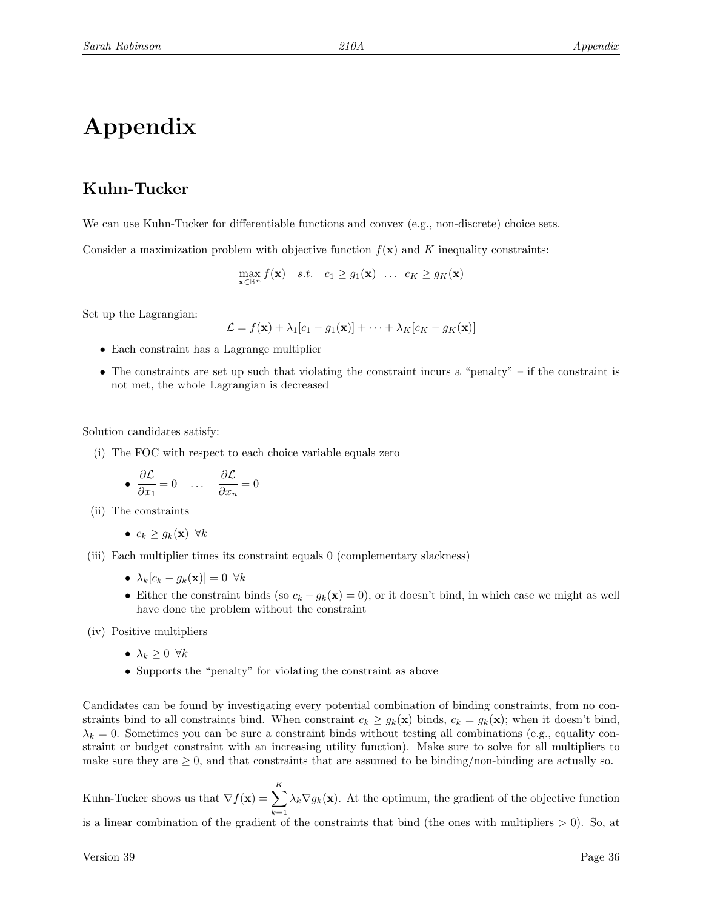# Appendix

## Kuhn-Tucker

We can use Kuhn-Tucker for differentiable functions and convex (e.g., non-discrete) choice sets.

Consider a maximization problem with objective function $f(\mathbf{x})$ and $K$ inequality constraints:

$$\max_{\mathbf{x}\in\mathbb{R}^n} f(\mathbf{x}) \quad s.t. \quad c_1 \geq g_1(\mathbf{x}) \;\; \ldots \;\; c_K \geq g_K(\mathbf{x})$$

Set up the Lagrangian:

$$\mathcal{L} = f(\mathbf{x}) + \lambda_1[c_1 - g_1(\mathbf{x})] + \cdots + \lambda_K[c_K - g_K(\mathbf{x})]$$

- Each constraint has a Lagrange multiplier
- The constraints are set up such that violating the constraint incurs a "penalty" – if the constraint is not met, the whole Lagrangian is decreased

Solution candidates satisfy:

(i) The FOC with respect to each choice variable equals zero

  - $\dfrac{\partial \mathcal{L}}{\partial x_1} = 0 \quad \ldots \quad \dfrac{\partial \mathcal{L}}{\partial x_n} = 0$

(ii) The constraints

  - $c_k \geq g_k(\mathbf{x}) \;\; \forall k$

(iii) Each multiplier times its constraint equals 0 (complementary slackness)

  - $\lambda_k[c_k - g_k(\mathbf{x})] = 0 \;\; \forall k$
  - Either the constraint binds (so $c_k - g_k(\mathbf{x}) = 0$), or it doesn't bind, in which case we might as well have done the problem without the constraint

(iv) Positive multipliers

  - $\lambda_k \geq 0 \;\; \forall k$
  - Supports the "penalty" for violating the constraint as above

Candidates can be found by investigating every potential combination of binding constraints, from no constraints bind to all constraints bind. When constraint $c_k \geq g_k(\mathbf{x})$ binds, $c_k = g_k(\mathbf{x})$; when it doesn't bind, $\lambda_k = 0$. Sometimes you can be sure a constraint binds without testing all combinations (e.g., equality constraint or budget constraint with an increasing utility function). Make sure to solve for all multipliers to make sure they are $\geq 0$, and that constraints that are assumed to be binding/non-binding are actually so.

Kuhn-Tucker shows us that $\nabla f(\mathbf{x}) = \displaystyle\sum_{k=1}^{K} \lambda_k \nabla g_k(\mathbf{x})$. At the optimum, the gradient of the objective function is a linear combination of the gradient of the constraints that bind (the ones with multipliers $> 0$). So, at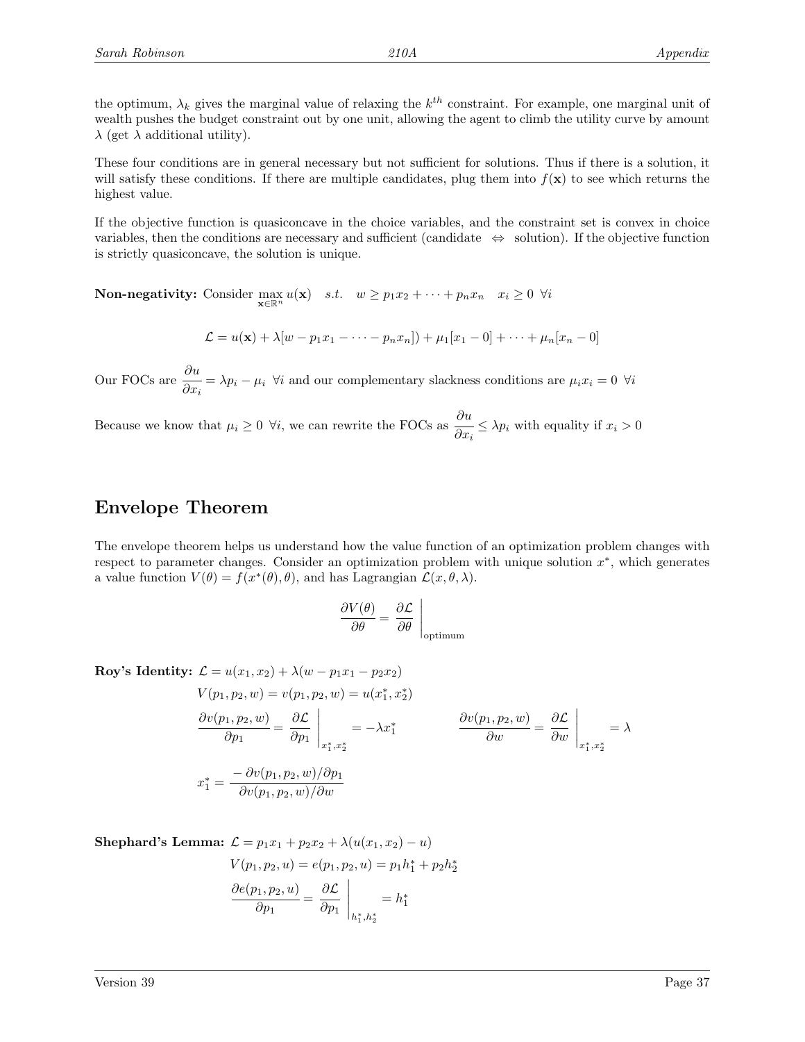the optimum, $\lambda_k$ gives the marginal value of relaxing the $k^{th}$ constraint. For example, one marginal unit of wealth pushes the budget constraint out by one unit, allowing the agent to climb the utility curve by amount $\lambda$ (get $\lambda$ additional utility).

These four conditions are in general necessary but not sufficient for solutions. Thus if there is a solution, it will satisfy these conditions. If there are multiple candidates, plug them into $f(\mathbf{x})$ to see which returns the highest value.

If the objective function is quasiconcave in the choice variables, and the constraint set is convex in choice variables, then the conditions are necessary and sufficient (candidate $\Leftrightarrow$ solution). If the objective function is strictly quasiconcave, the solution is unique.

**Non-negativity:** Consider $\max_{\mathbf{x}\in\mathbb{R}^n} u(\mathbf{x}) \quad s.t. \quad w \geq p_1 x_2 + \cdots + p_n x_n \quad x_i \geq 0 \ \forall i$

$$\mathcal{L} = u(\mathbf{x}) + \lambda[w - p_1 x_1 - \cdots - p_n x_n]) + \mu_1[x_1 - 0] + \cdots + \mu_n[x_n - 0]$$

Our FOCs are $\dfrac{\partial u}{\partial x_i} = \lambda p_i - \mu_i \ \forall i$ and our complementary slackness conditions are $\mu_i x_i = 0 \ \forall i$

Because we know that $\mu_i \geq 0 \ \forall i$, we can rewrite the FOCs as $\dfrac{\partial u}{\partial x_i} \leq \lambda p_i$ with equality if $x_i > 0$

## Envelope Theorem

The envelope theorem helps us understand how the value function of an optimization problem changes with respect to parameter changes. Consider an optimization problem with unique solution $x^*$, which generates a value function $V(\theta) = f(x^*(\theta), \theta)$, and has Lagrangian $\mathcal{L}(x, \theta, \lambda)$.

$$\frac{\partial V(\theta)}{\partial \theta} = \frac{\partial \mathcal{L}}{\partial \theta}\Bigg|_{\text{optimum}}$$

**Roy's Identity:** $\mathcal{L} = u(x_1, x_2) + \lambda(w - p_1 x_1 - p_2 x_2)$

$$V(p_1, p_2, w) = v(p_1, p_2, w) = u(x_1^*, x_2^*)$$

$$\frac{\partial v(p_1, p_2, w)}{\partial p_1} = \frac{\partial \mathcal{L}}{\partial p_1}\Bigg|_{x_1^*, x_2^*} = -\lambda x_1^* \qquad\qquad \frac{\partial v(p_1, p_2, w)}{\partial w} = \frac{\partial \mathcal{L}}{\partial w}\Bigg|_{x_1^*, x_2^*} = \lambda$$

$$x_1^* = \frac{-\,\partial v(p_1, p_2, w)/\partial p_1}{\partial v(p_1, p_2, w)/\partial w}$$

**Shephard's Lemma:** $\mathcal{L} = p_1 x_1 + p_2 x_2 + \lambda(u(x_1, x_2) - u)$

$$V(p_1, p_2, u) = e(p_1, p_2, u) = p_1 h_1^* + p_2 h_2^*$$

$$\frac{\partial e(p_1, p_2, u)}{\partial p_1} = \frac{\partial \mathcal{L}}{\partial p_1}\Bigg|_{h_1^*, h_2^*} = h_1^*$$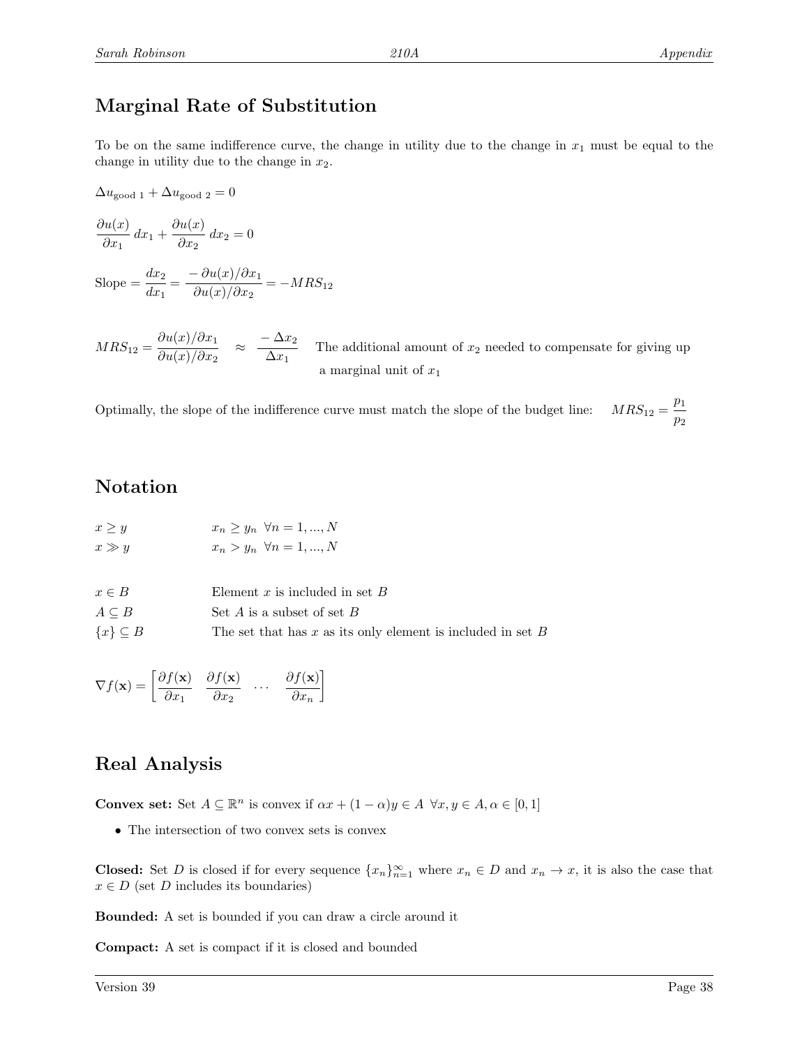## Marginal Rate of Substitution

To be on the same indifference curve, the change in utility due to the change in $x_1$ must be equal to the change in utility due to the change in $x_2$.

$$\Delta u_{\text{good 1}} + \Delta u_{\text{good 2}} = 0$$

$$\frac{\partial u(x)}{\partial x_1}\, dx_1 + \frac{\partial u(x)}{\partial x_2}\, dx_2 = 0$$

$$\text{Slope} = \frac{dx_2}{dx_1} = \frac{-\,\partial u(x)/\partial x_1}{\partial u(x)/\partial x_2} = -MRS_{12}$$

$$MRS_{12} = \frac{\partial u(x)/\partial x_1}{\partial u(x)/\partial x_2} \quad \approx \quad \frac{-\,\Delta x_2}{\Delta x_1}$$

The additional amount of $x_2$ needed to compensate for giving up a marginal unit of $x_1$

Optimally, the slope of the indifference curve must match the slope of the budget line: $MRS_{12} = \dfrac{p_1}{p_2}$

## Notation

| | |
|---|---|
| $x \geq y$ | $x_n \geq y_n \ \ \forall n = 1, ..., N$ |
| $x \gg y$ | $x_n > y_n \ \ \forall n = 1, ..., N$ |

| | |
|---|---|
| $x \in B$ | Element $x$ is included in set $B$ |
| $A \subseteq B$ | Set $A$ is a subset of set $B$ |
| $\{x\} \subseteq B$ | The set that has $x$ as its only element is included in set $B$ |

$$\nabla f(\mathbf{x}) = \begin{bmatrix} \frac{\partial f(\mathbf{x})}{\partial x_1} & \frac{\partial f(\mathbf{x})}{\partial x_2} & \cdots & \frac{\partial f(\mathbf{x})}{\partial x_n} \end{bmatrix}$$

## Real Analysis

**Convex set:** Set $A \subseteq \mathbb{R}^n$ is convex if $\alpha x + (1-\alpha)y \in A \ \ \forall x, y \in A, \alpha \in [0, 1]$

- The intersection of two convex sets is convex

**Closed:** Set $D$ is closed if for every sequence $\{x_n\}_{n=1}^{\infty}$ where $x_n \in D$ and $x_n \to x$, it is also the case that $x \in D$ (set $D$ includes its boundaries)

**Bounded:** A set is bounded if you can draw a circle around it

**Compact:** A set is compact if it is closed and bounded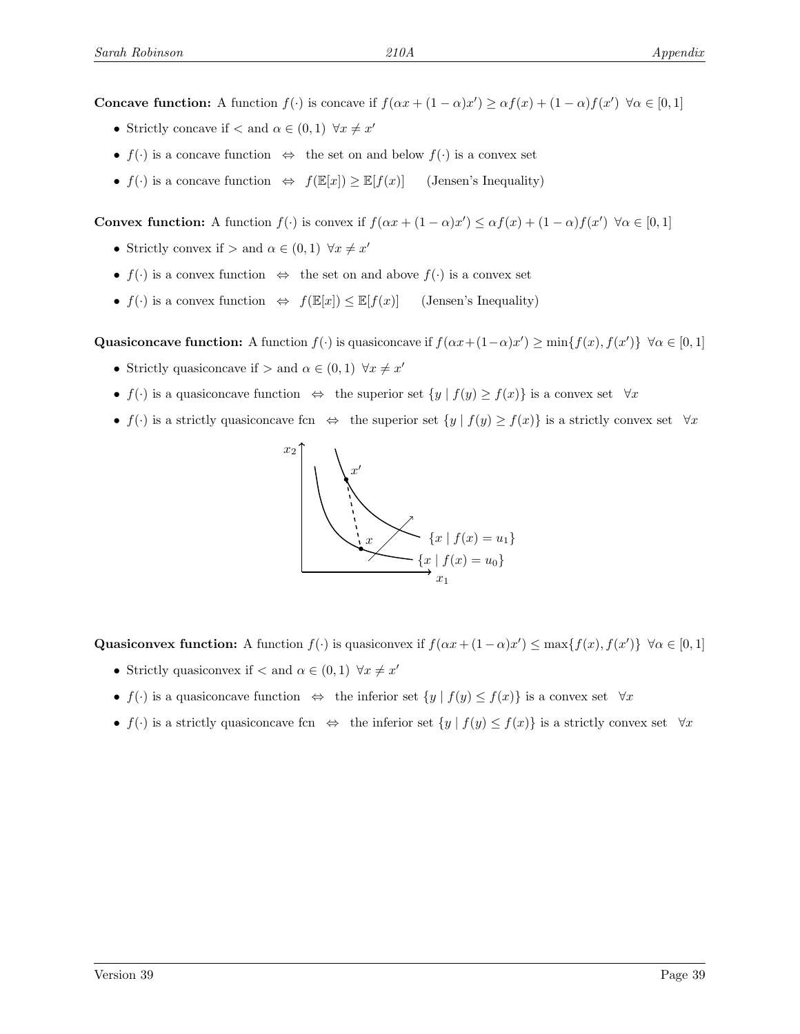**Concave function:** A function $f(\cdot)$ is concave if $f(\alpha x + (1-\alpha)x') \geq \alpha f(x) + (1-\alpha) f(x') \;\; \forall \alpha \in [0,1]$

- Strictly concave if $<$ and $\alpha \in (0,1) \;\; \forall x \neq x'$
- $f(\cdot)$ is a concave function $\;\Leftrightarrow\;$ the set on and below $f(\cdot)$ is a convex set
- $f(\cdot)$ is a concave function $\;\Leftrightarrow\;$ $f(\mathbb{E}[x]) \geq \mathbb{E}[f(x)]$ (Jensen's Inequality)

**Convex function:** A function $f(\cdot)$ is convex if $f(\alpha x + (1-\alpha)x') \leq \alpha f(x) + (1-\alpha) f(x') \;\; \forall \alpha \in [0,1]$

- Strictly convex if $>$ and $\alpha \in (0,1) \;\; \forall x \neq x'$
- $f(\cdot)$ is a convex function $\;\Leftrightarrow\;$ the set on and above $f(\cdot)$ is a convex set
- $f(\cdot)$ is a convex function $\;\Leftrightarrow\;$ $f(\mathbb{E}[x]) \leq \mathbb{E}[f(x)]$ (Jensen's Inequality)

**Quasiconcave function:** A function $f(\cdot)$ is quasiconcave if $f(\alpha x + (1-\alpha)x') \geq \min\{f(x), f(x')\} \;\; \forall \alpha \in [0,1]$

- Strictly quasiconcave if $>$ and $\alpha \in (0,1) \;\; \forall x \neq x'$
- $f(\cdot)$ is a quasiconcave function $\;\Leftrightarrow\;$ the superior set $\{y \mid f(y) \geq f(x)\}$ is a convex set $\;\forall x$
- $f(\cdot)$ is a strictly quasiconcave fcn $\;\Leftrightarrow\;$ the superior set $\{y \mid f(y) \geq f(x)\}$ is a strictly convex set $\;\forall x$

$x_2$, $x'$, $x$, $\{x \mid f(x) = u_1\}$, $\{x \mid f(x) = u_0\}$, $x_1$

**Quasiconvex function:** A function $f(\cdot)$ is quasiconvex if $f(\alpha x + (1-\alpha)x') \leq \max\{f(x), f(x')\} \;\; \forall \alpha \in [0,1]$

- Strictly quasiconvex if $<$ and $\alpha \in (0,1) \;\; \forall x \neq x'$
- $f(\cdot)$ is a quasiconcave function $\;\Leftrightarrow\;$ the inferior set $\{y \mid f(y) \leq f(x)\}$ is a convex set $\;\forall x$
- $f(\cdot)$ is a strictly quasiconcave fcn $\;\Leftrightarrow\;$ the inferior set $\{y \mid f(y) \leq f(x)\}$ is a strictly convex set $\;\forall x$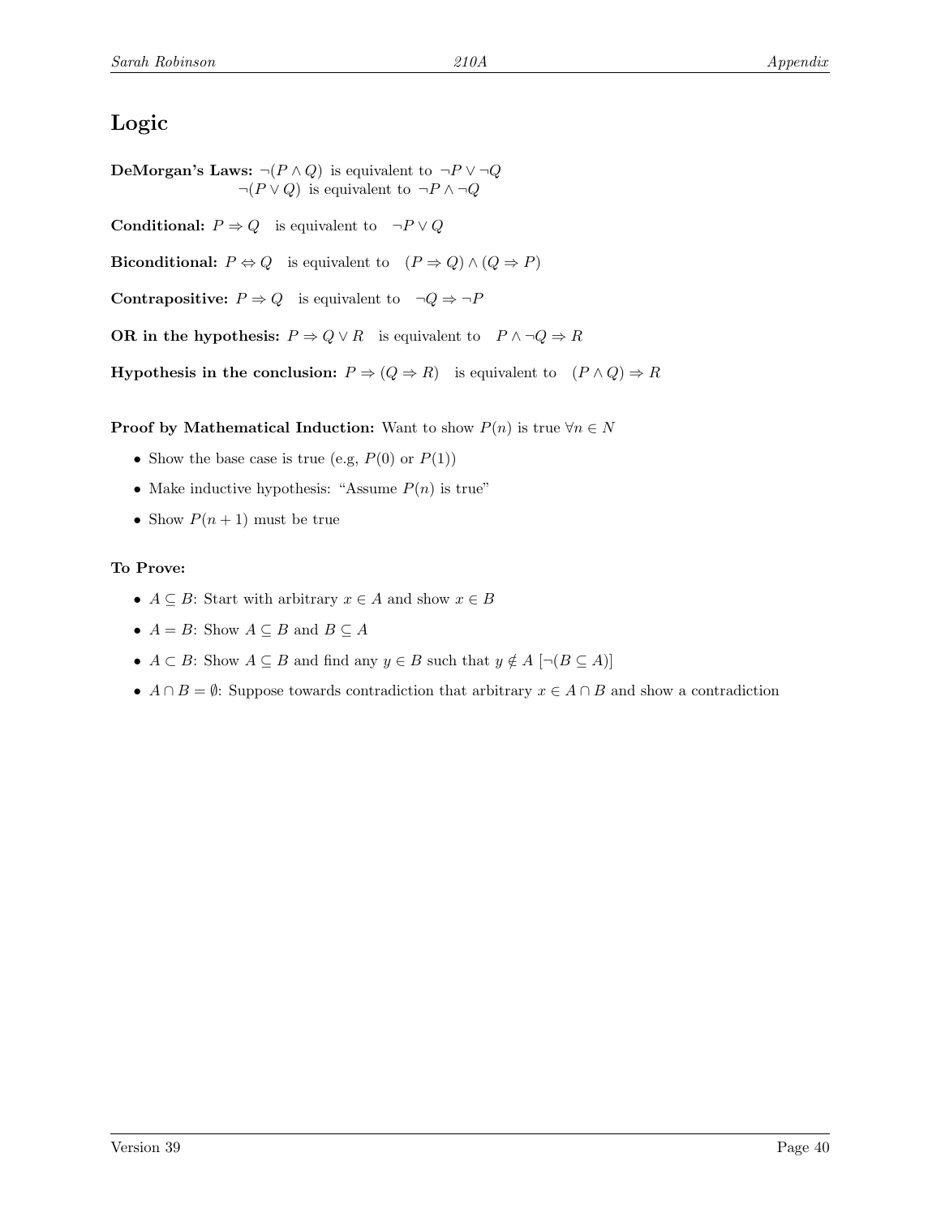# Logic

**DeMorgan's Laws:** $\neg(P \wedge Q)$ is equivalent to $\neg P \vee \neg Q$
$\neg(P \vee Q)$ is equivalent to $\neg P \wedge \neg Q$

**Conditional:** $P \Rightarrow Q$ is equivalent to $\neg P \vee Q$

**Biconditional:** $P \Leftrightarrow Q$ is equivalent to $(P \Rightarrow Q) \wedge (Q \Rightarrow P)$

**Contrapositive:** $P \Rightarrow Q$ is equivalent to $\neg Q \Rightarrow \neg P$

**OR in the hypothesis:** $P \Rightarrow Q \vee R$ is equivalent to $P \wedge \neg Q \Rightarrow R$

**Hypothesis in the conclusion:** $P \Rightarrow (Q \Rightarrow R)$ is equivalent to $(P \wedge Q) \Rightarrow R$

**Proof by Mathematical Induction:** Want to show $P(n)$ is true $\forall n \in N$

- Show the base case is true (e.g, $P(0)$ or $P(1)$)
- Make inductive hypothesis: "Assume $P(n)$ is true"
- Show $P(n+1)$ must be true

**To Prove:**

- $A \subseteq B$: Start with arbitrary $x \in A$ and show $x \in B$
- $A = B$: Show $A \subseteq B$ and $B \subseteq A$
- $A \subset B$: Show $A \subseteq B$ and find any $y \in B$ such that $y \notin A$ [$\neg(B \subseteq A)$]
- $A \cap B = \emptyset$: Suppose towards contradiction that arbitrary $x \in A \cap B$ and show a contradiction